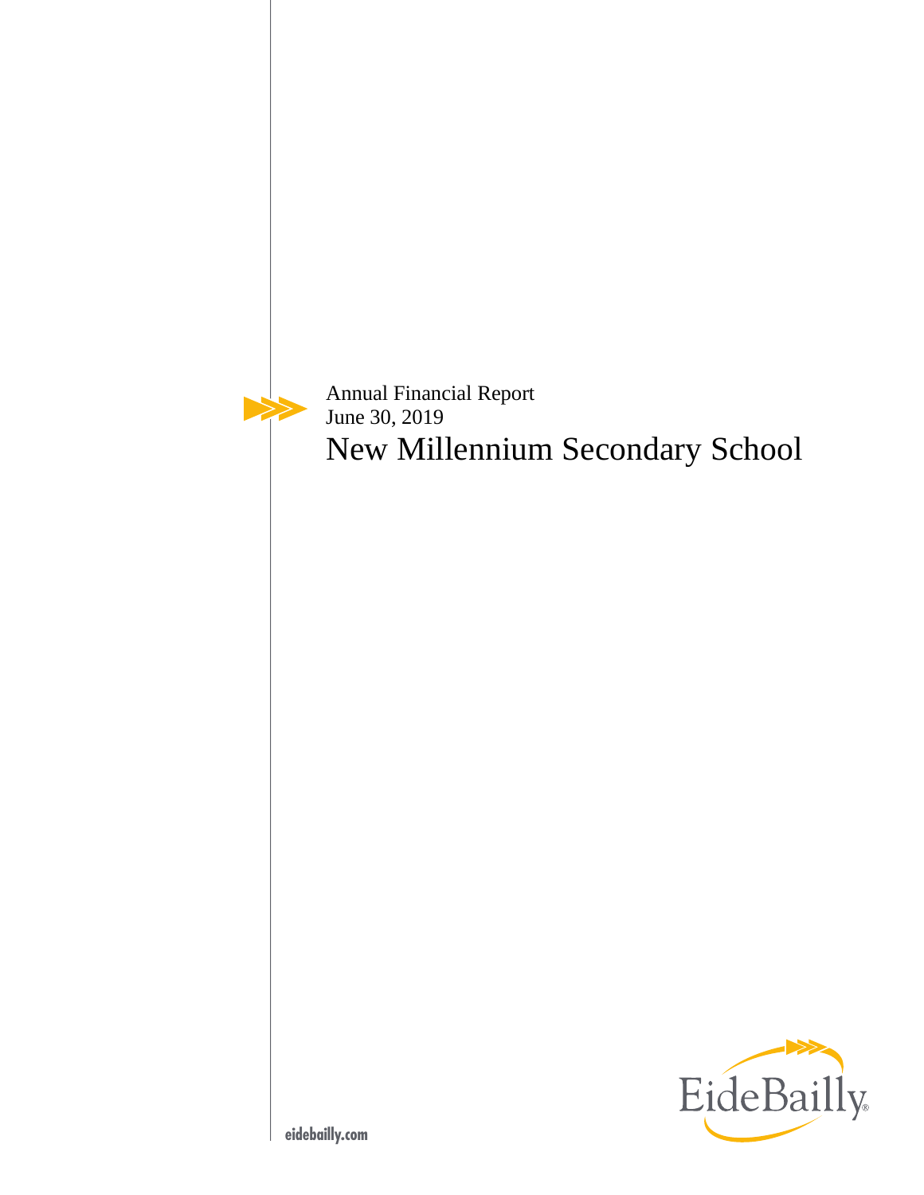Annual Financial Report
June 30, 2019

# New Millennium Secondary School

EideBailly

eidebailly.com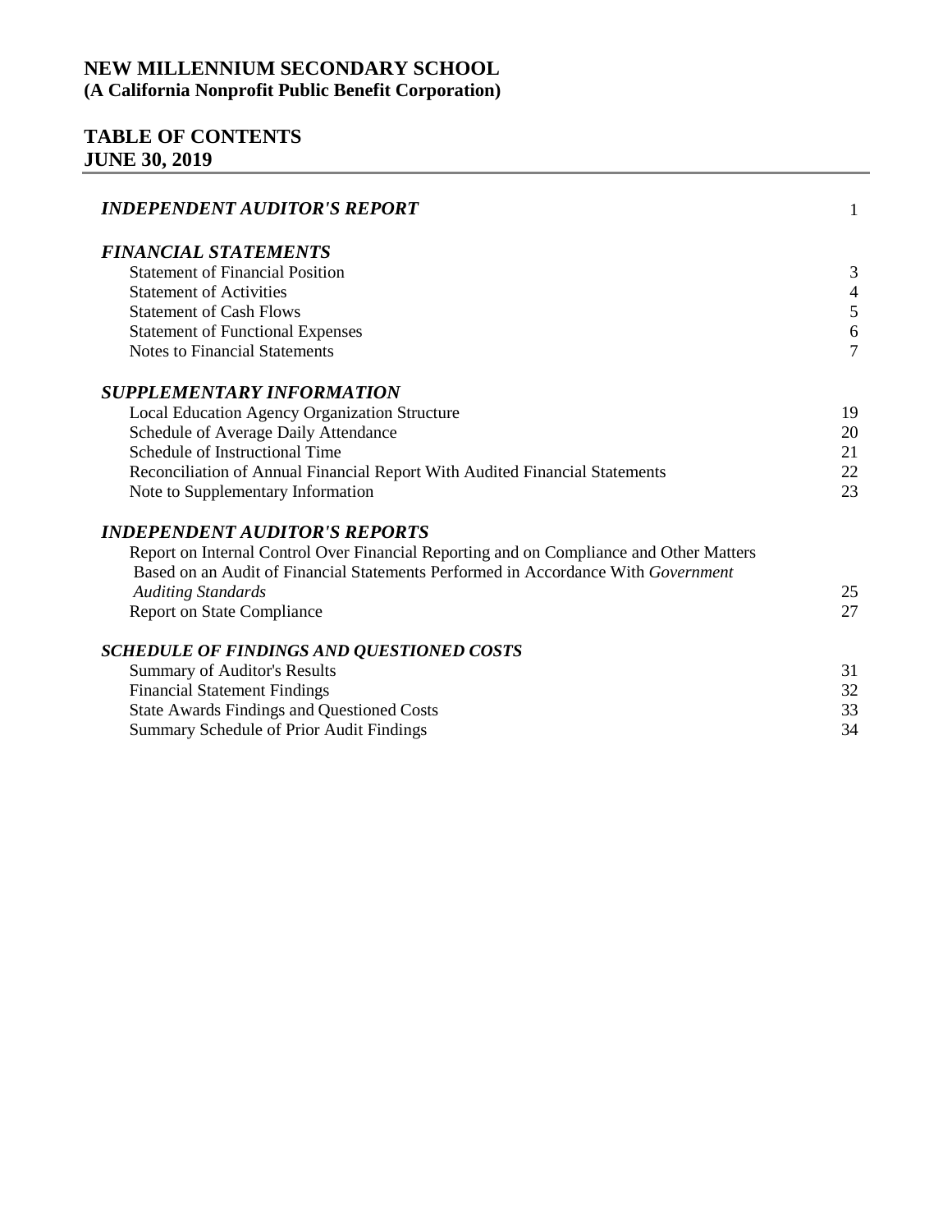# NEW MILLENNIUM SECONDARY SCHOOL
**(A California Nonprofit Public Benefit Corporation)**

## TABLE OF CONTENTS
## JUNE 30, 2019

| | |
|---|---|
| ***INDEPENDENT AUDITOR'S REPORT*** | 1 |
| ***FINANCIAL STATEMENTS*** | |
| Statement of Financial Position | 3 |
| Statement of Activities | 4 |
| Statement of Cash Flows | 5 |
| Statement of Functional Expenses | 6 |
| Notes to Financial Statements | 7 |
| ***SUPPLEMENTARY INFORMATION*** | |
| Local Education Agency Organization Structure | 19 |
| Schedule of Average Daily Attendance | 20 |
| Schedule of Instructional Time | 21 |
| Reconciliation of Annual Financial Report With Audited Financial Statements | 22 |
| Note to Supplementary Information | 23 |
| ***INDEPENDENT AUDITOR'S REPORTS*** | |
| Report on Internal Control Over Financial Reporting and on Compliance and Other Matters Based on an Audit of Financial Statements Performed in Accordance With *Government Auditing Standards* | 25 |
| Report on State Compliance | 27 |
| ***SCHEDULE OF FINDINGS AND QUESTIONED COSTS*** | |
| Summary of Auditor's Results | 31 |
| Financial Statement Findings | 32 |
| State Awards Findings and Questioned Costs | 33 |
| Summary Schedule of Prior Audit Findings | 34 |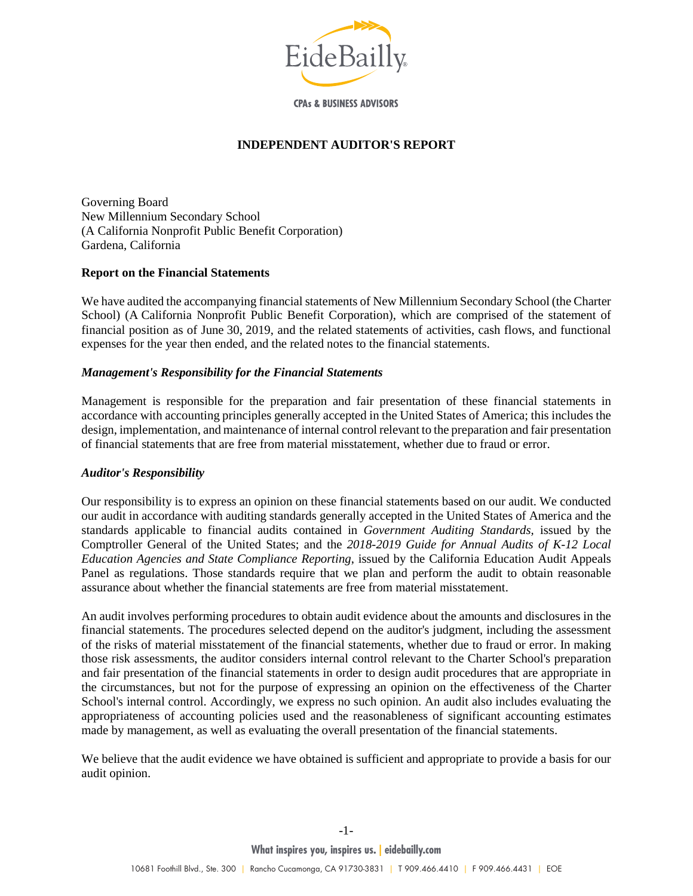# INDEPENDENT AUDITOR'S REPORT

Governing Board
New Millennium Secondary School
(A California Nonprofit Public Benefit Corporation)
Gardena, California

**Report on the Financial Statements**

We have audited the accompanying financial statements of New Millennium Secondary School (the Charter School) (A California Nonprofit Public Benefit Corporation), which are comprised of the statement of financial position as of June 30, 2019, and the related statements of activities, cash flows, and functional expenses for the year then ended, and the related notes to the financial statements.

***Management's Responsibility for the Financial Statements***

Management is responsible for the preparation and fair presentation of these financial statements in accordance with accounting principles generally accepted in the United States of America; this includes the design, implementation, and maintenance of internal control relevant to the preparation and fair presentation of financial statements that are free from material misstatement, whether due to fraud or error.

***Auditor's Responsibility***

Our responsibility is to express an opinion on these financial statements based on our audit. We conducted our audit in accordance with auditing standards generally accepted in the United States of America and the standards applicable to financial audits contained in *Government Auditing Standards*, issued by the Comptroller General of the United States; and the *2018-2019 Guide for Annual Audits of K-12 Local Education Agencies and State Compliance Reporting*, issued by the California Education Audit Appeals Panel as regulations. Those standards require that we plan and perform the audit to obtain reasonable assurance about whether the financial statements are free from material misstatement.

An audit involves performing procedures to obtain audit evidence about the amounts and disclosures in the financial statements. The procedures selected depend on the auditor's judgment, including the assessment of the risks of material misstatement of the financial statements, whether due to fraud or error. In making those risk assessments, the auditor considers internal control relevant to the Charter School's preparation and fair presentation of the financial statements in order to design audit procedures that are appropriate in the circumstances, but not for the purpose of expressing an opinion on the effectiveness of the Charter School's internal control. Accordingly, we express no such opinion. An audit also includes evaluating the appropriateness of accounting policies used and the reasonableness of significant accounting estimates made by management, as well as evaluating the overall presentation of the financial statements.

We believe that the audit evidence we have obtained is sufficient and appropriate to provide a basis for our audit opinion.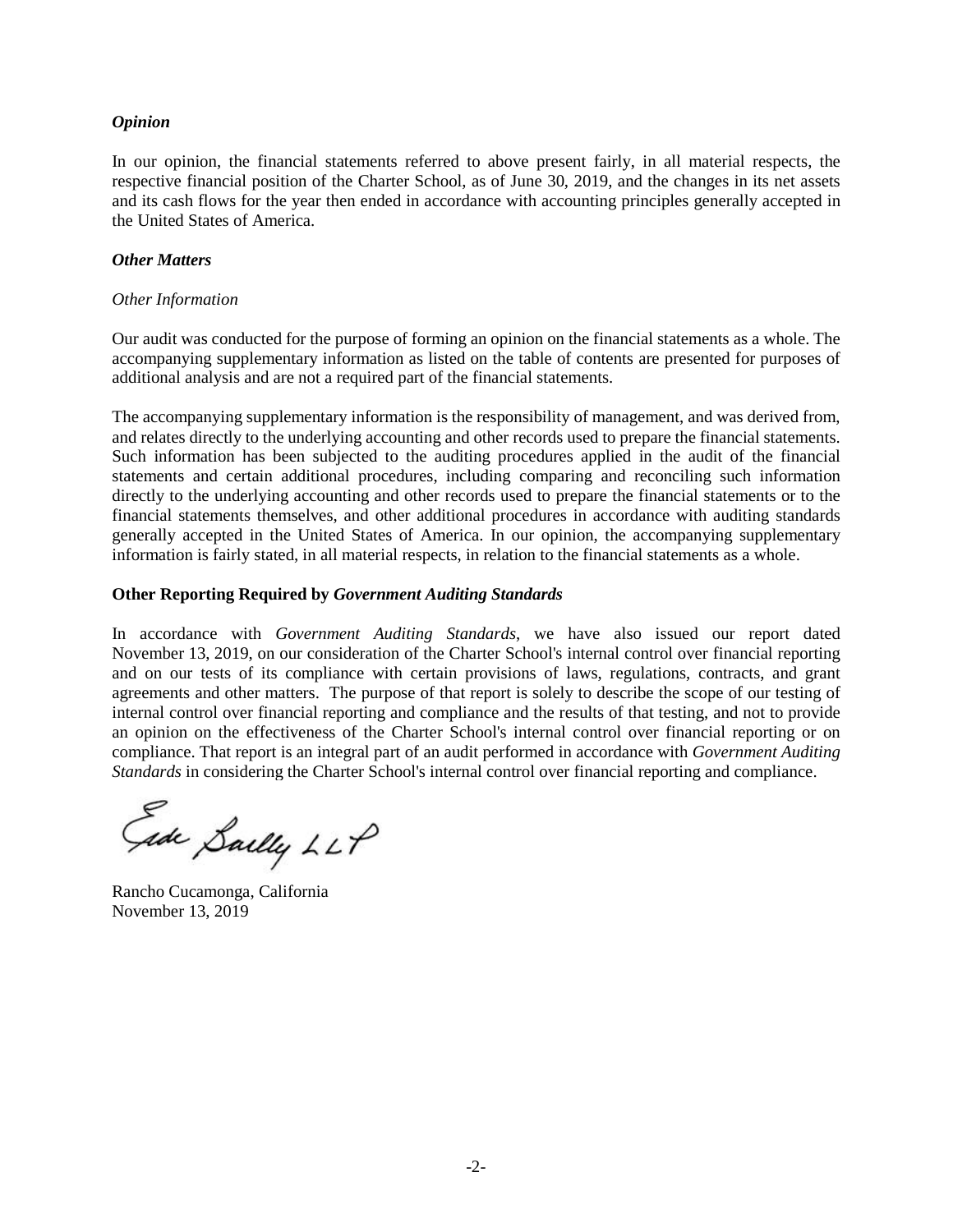### *Opinion*

In our opinion, the financial statements referred to above present fairly, in all material respects, the respective financial position of the Charter School, as of June 30, 2019, and the changes in its net assets and its cash flows for the year then ended in accordance with accounting principles generally accepted in the United States of America.

### *Other Matters*

*Other Information*

Our audit was conducted for the purpose of forming an opinion on the financial statements as a whole. The accompanying supplementary information as listed on the table of contents are presented for purposes of additional analysis and are not a required part of the financial statements.

The accompanying supplementary information is the responsibility of management, and was derived from, and relates directly to the underlying accounting and other records used to prepare the financial statements. Such information has been subjected to the auditing procedures applied in the audit of the financial statements and certain additional procedures, including comparing and reconciling such information directly to the underlying accounting and other records used to prepare the financial statements or to the financial statements themselves, and other additional procedures in accordance with auditing standards generally accepted in the United States of America. In our opinion, the accompanying supplementary information is fairly stated, in all material respects, in relation to the financial statements as a whole.

### Other Reporting Required by *Government Auditing Standards*

In accordance with *Government Auditing Standards*, we have also issued our report dated November 13, 2019, on our consideration of the Charter School's internal control over financial reporting and on our tests of its compliance with certain provisions of laws, regulations, contracts, and grant agreements and other matters. The purpose of that report is solely to describe the scope of our testing of internal control over financial reporting and compliance and the results of that testing, and not to provide an opinion on the effectiveness of the Charter School's internal control over financial reporting or on compliance. That report is an integral part of an audit performed in accordance with *Government Auditing Standards* in considering the Charter School's internal control over financial reporting and compliance.

Eide Bailly LLP

Rancho Cucamonga, California
November 13, 2019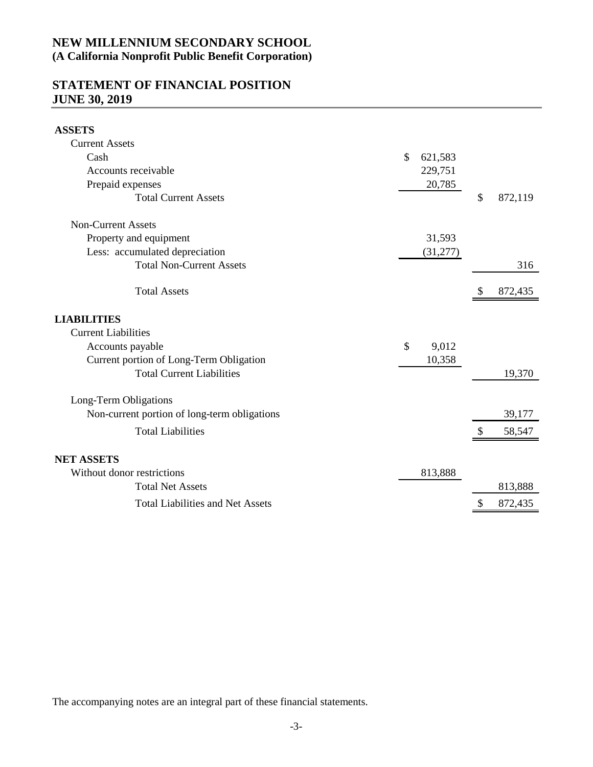# NEW MILLENNIUM SECONDARY SCHOOL
## (A California Nonprofit Public Benefit Corporation)

## STATEMENT OF FINANCIAL POSITION
## JUNE 30, 2019

| | | |
|---|---|---|
| **ASSETS** | | |
| Current Assets | | |
| Cash | $ 621,583 | |
| Accounts receivable | 229,751 | |
| Prepaid expenses | 20,785 | |
| Total Current Assets | | $ 872,119 |
| Non-Current Assets | | |
| Property and equipment | 31,593 | |
| Less: accumulated depreciation | (31,277) | |
| Total Non-Current Assets | | 316 |
| Total Assets | | $ 872,435 |
| **LIABILITIES** | | |
| Current Liabilities | | |
| Accounts payable | $ 9,012 | |
| Current portion of Long-Term Obligation | 10,358 | |
| Total Current Liabilities | | 19,370 |
| Long-Term Obligations | | |
| Non-current portion of long-term obligations | | 39,177 |
| Total Liabilities | | $ 58,547 |
| **NET ASSETS** | | |
| Without donor restrictions | 813,888 | |
| Total Net Assets | | 813,888 |
| Total Liabilities and Net Assets | | $ 872,435 |

The accompanying notes are an integral part of these financial statements.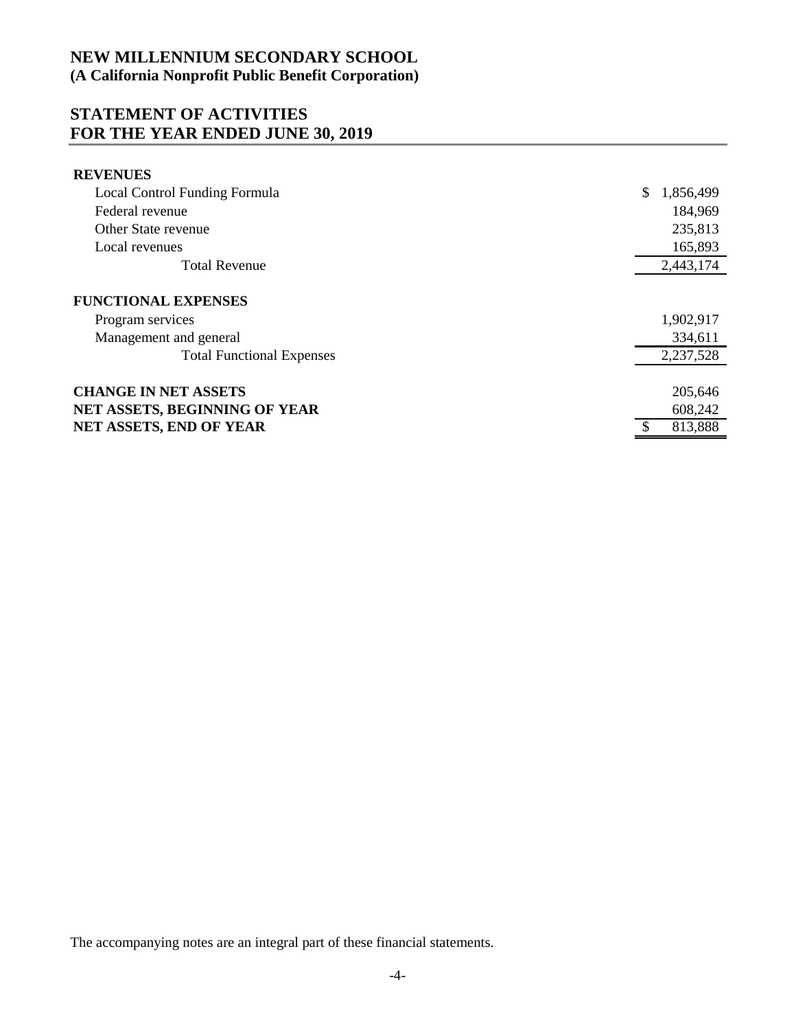# NEW MILLENNIUM SECONDARY SCHOOL
**(A California Nonprofit Public Benefit Corporation)**

## STATEMENT OF ACTIVITIES
## FOR THE YEAR ENDED JUNE 30, 2019

| | |
|---|---:|
| **REVENUES** | |
| Local Control Funding Formula | $ 1,856,499 |
| Federal revenue | 184,969 |
| Other State revenue | 235,813 |
| Local revenues | 165,893 |
| Total Revenue | 2,443,174 |
| **FUNCTIONAL EXPENSES** | |
| Program services | 1,902,917 |
| Management and general | 334,611 |
| Total Functional Expenses | 2,237,528 |
| **CHANGE IN NET ASSETS** | 205,646 |
| **NET ASSETS, BEGINNING OF YEAR** | 608,242 |
| **NET ASSETS, END OF YEAR** | $ 813,888 |

The accompanying notes are an integral part of these financial statements.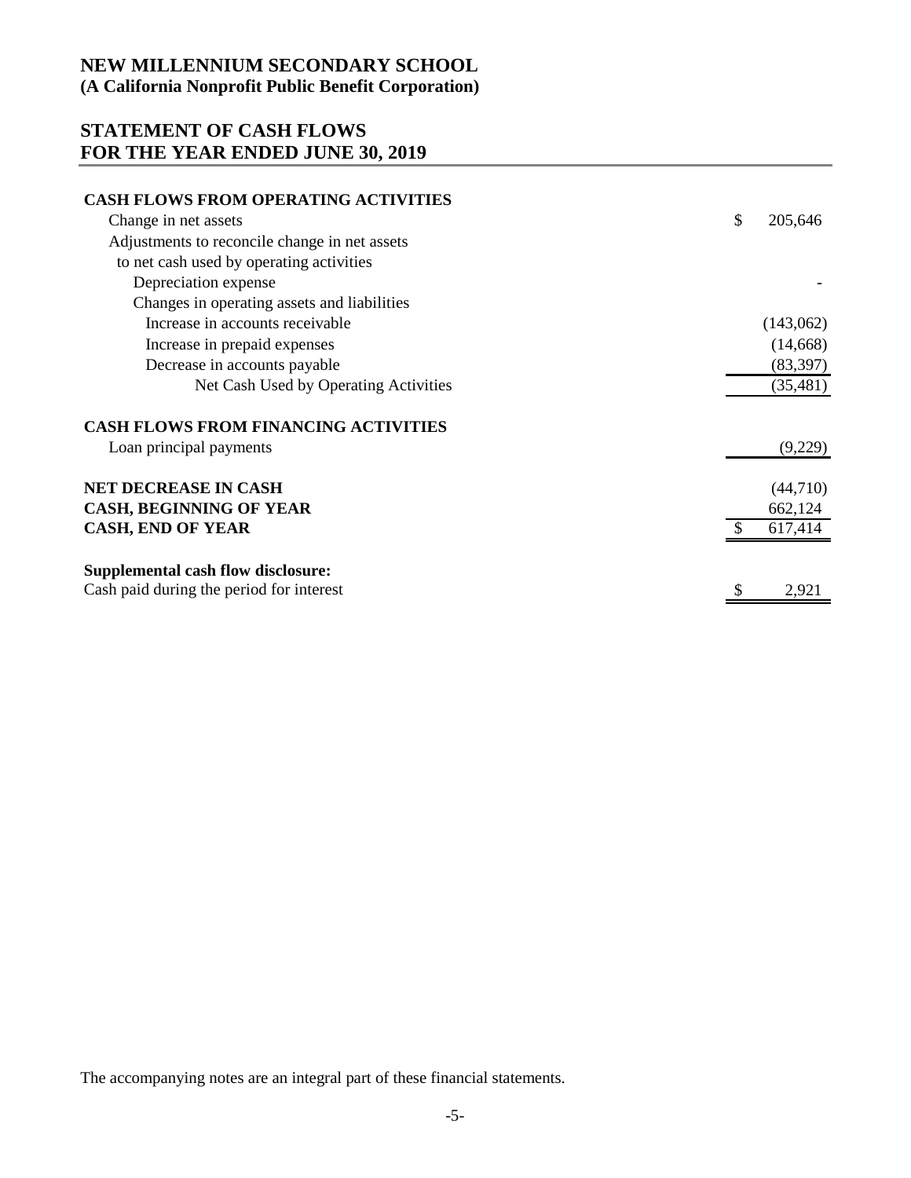# NEW MILLENNIUM SECONDARY SCHOOL
**(A California Nonprofit Public Benefit Corporation)**

## STATEMENT OF CASH FLOWS
## FOR THE YEAR ENDED JUNE 30, 2019

| | |
|---|---|
| **CASH FLOWS FROM OPERATING ACTIVITIES** | |
| Change in net assets | $ 205,646 |
| Adjustments to reconcile change in net assets to net cash used by operating activities | |
| Depreciation expense | - |
| Changes in operating assets and liabilities | |
| Increase in accounts receivable | (143,062) |
| Increase in prepaid expenses | (14,668) |
| Decrease in accounts payable | (83,397) |
| Net Cash Used by Operating Activities | (35,481) |
| **CASH FLOWS FROM FINANCING ACTIVITIES** | |
| Loan principal payments | (9,229) |
| **NET DECREASE IN CASH** | (44,710) |
| **CASH, BEGINNING OF YEAR** | 662,124 |
| **CASH, END OF YEAR** | $ 617,414 |
| **Supplemental cash flow disclosure:** | |
| Cash paid during the period for interest | $ 2,921 |

The accompanying notes are an integral part of these financial statements.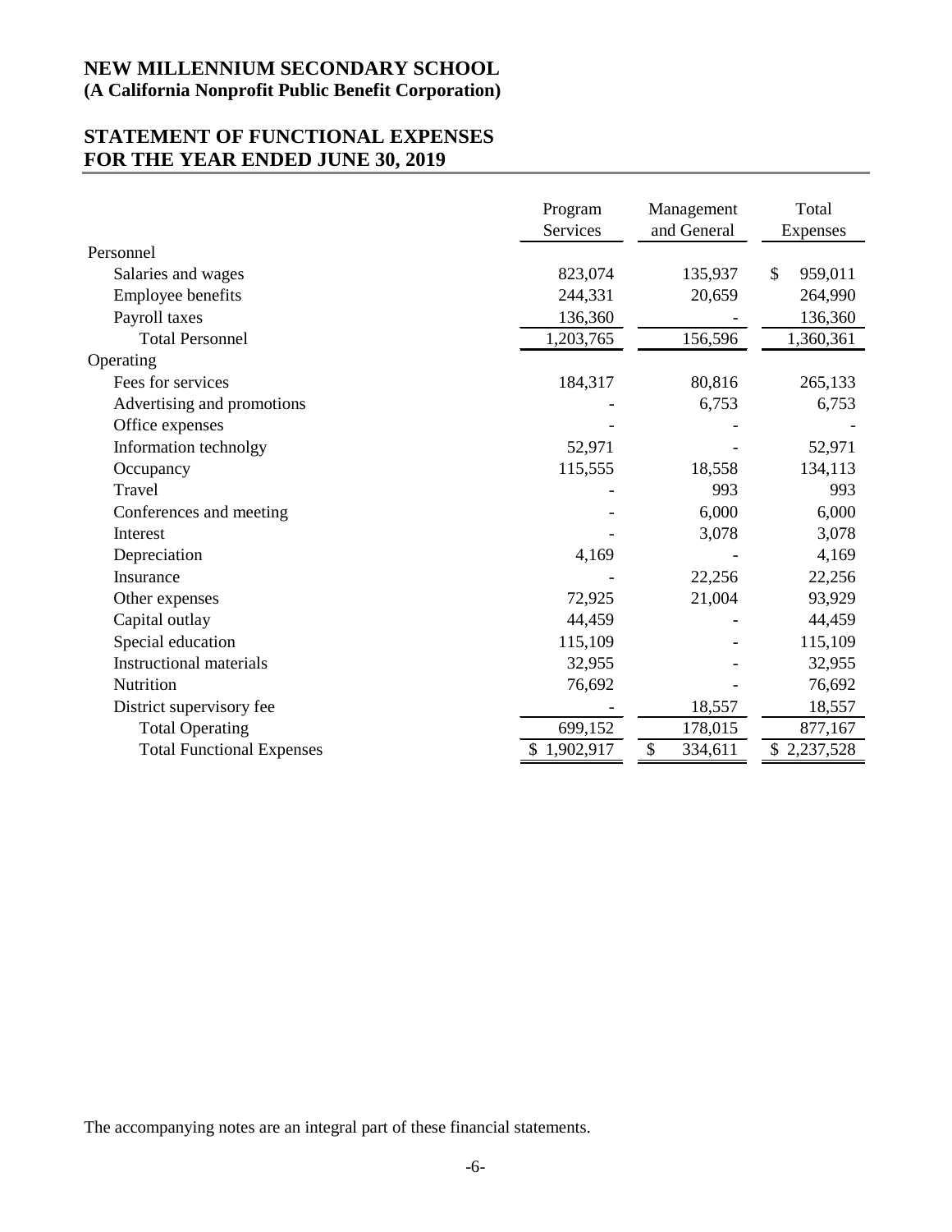# NEW MILLENNIUM SECONDARY SCHOOL
**(A California Nonprofit Public Benefit Corporation)**

## STATEMENT OF FUNCTIONAL EXPENSES
## FOR THE YEAR ENDED JUNE 30, 2019

| | Program Services | Management and General | Total Expenses |
|---|---|---|---|
| Personnel | | | |
| Salaries and wages | 823,074 | 135,937 | $ 959,011 |
| Employee benefits | 244,331 | 20,659 | 264,990 |
| Payroll taxes | 136,360 | - | 136,360 |
| Total Personnel | 1,203,765 | 156,596 | 1,360,361 |
| Operating | | | |
| Fees for services | 184,317 | 80,816 | 265,133 |
| Advertising and promotions | - | 6,753 | 6,753 |
| Office expenses | - | - | - |
| Information technolgy | 52,971 | - | 52,971 |
| Occupancy | 115,555 | 18,558 | 134,113 |
| Travel | - | 993 | 993 |
| Conferences and meeting | - | 6,000 | 6,000 |
| Interest | - | 3,078 | 3,078 |
| Depreciation | 4,169 | - | 4,169 |
| Insurance | - | 22,256 | 22,256 |
| Other expenses | 72,925 | 21,004 | 93,929 |
| Capital outlay | 44,459 | - | 44,459 |
| Special education | 115,109 | - | 115,109 |
| Instructional materials | 32,955 | - | 32,955 |
| Nutrition | 76,692 | - | 76,692 |
| District supervisory fee | - | 18,557 | 18,557 |
| Total Operating | 699,152 | 178,015 | 877,167 |
| Total Functional Expenses | $ 1,902,917 | $ 334,611 | $ 2,237,528 |

The accompanying notes are an integral part of these financial statements.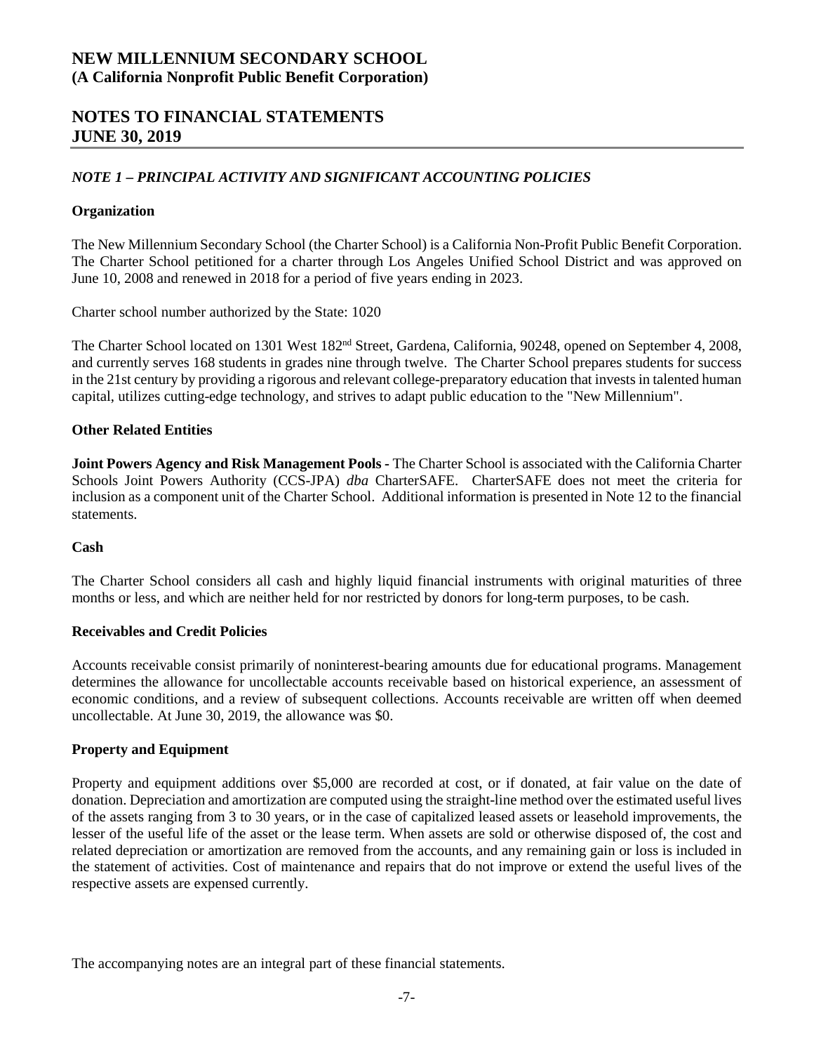# NEW MILLENNIUM SECONDARY SCHOOL
**(A California Nonprofit Public Benefit Corporation)**

## NOTES TO FINANCIAL STATEMENTS
## JUNE 30, 2019

### *NOTE 1 – PRINCIPAL ACTIVITY AND SIGNIFICANT ACCOUNTING POLICIES*

**Organization**

The New Millennium Secondary School (the Charter School) is a California Non-Profit Public Benefit Corporation. The Charter School petitioned for a charter through Los Angeles Unified School District and was approved on June 10, 2008 and renewed in 2018 for a period of five years ending in 2023.

Charter school number authorized by the State: 1020

The Charter School located on 1301 West 182nd Street, Gardena, California, 90248, opened on September 4, 2008, and currently serves 168 students in grades nine through twelve. The Charter School prepares students for success in the 21st century by providing a rigorous and relevant college-preparatory education that invests in talented human capital, utilizes cutting-edge technology, and strives to adapt public education to the "New Millennium".

**Other Related Entities**

**Joint Powers Agency and Risk Management Pools -** The Charter School is associated with the California Charter Schools Joint Powers Authority (CCS-JPA) *dba* CharterSAFE. CharterSAFE does not meet the criteria for inclusion as a component unit of the Charter School. Additional information is presented in Note 12 to the financial statements.

**Cash**

The Charter School considers all cash and highly liquid financial instruments with original maturities of three months or less, and which are neither held for nor restricted by donors for long-term purposes, to be cash.

**Receivables and Credit Policies**

Accounts receivable consist primarily of noninterest-bearing amounts due for educational programs. Management determines the allowance for uncollectable accounts receivable based on historical experience, an assessment of economic conditions, and a review of subsequent collections. Accounts receivable are written off when deemed uncollectable. At June 30, 2019, the allowance was $0.

**Property and Equipment**

Property and equipment additions over $5,000 are recorded at cost, or if donated, at fair value on the date of donation. Depreciation and amortization are computed using the straight-line method over the estimated useful lives of the assets ranging from 3 to 30 years, or in the case of capitalized leased assets or leasehold improvements, the lesser of the useful life of the asset or the lease term. When assets are sold or otherwise disposed of, the cost and related depreciation or amortization are removed from the accounts, and any remaining gain or loss is included in the statement of activities. Cost of maintenance and repairs that do not improve or extend the useful lives of the respective assets are expensed currently.

The accompanying notes are an integral part of these financial statements.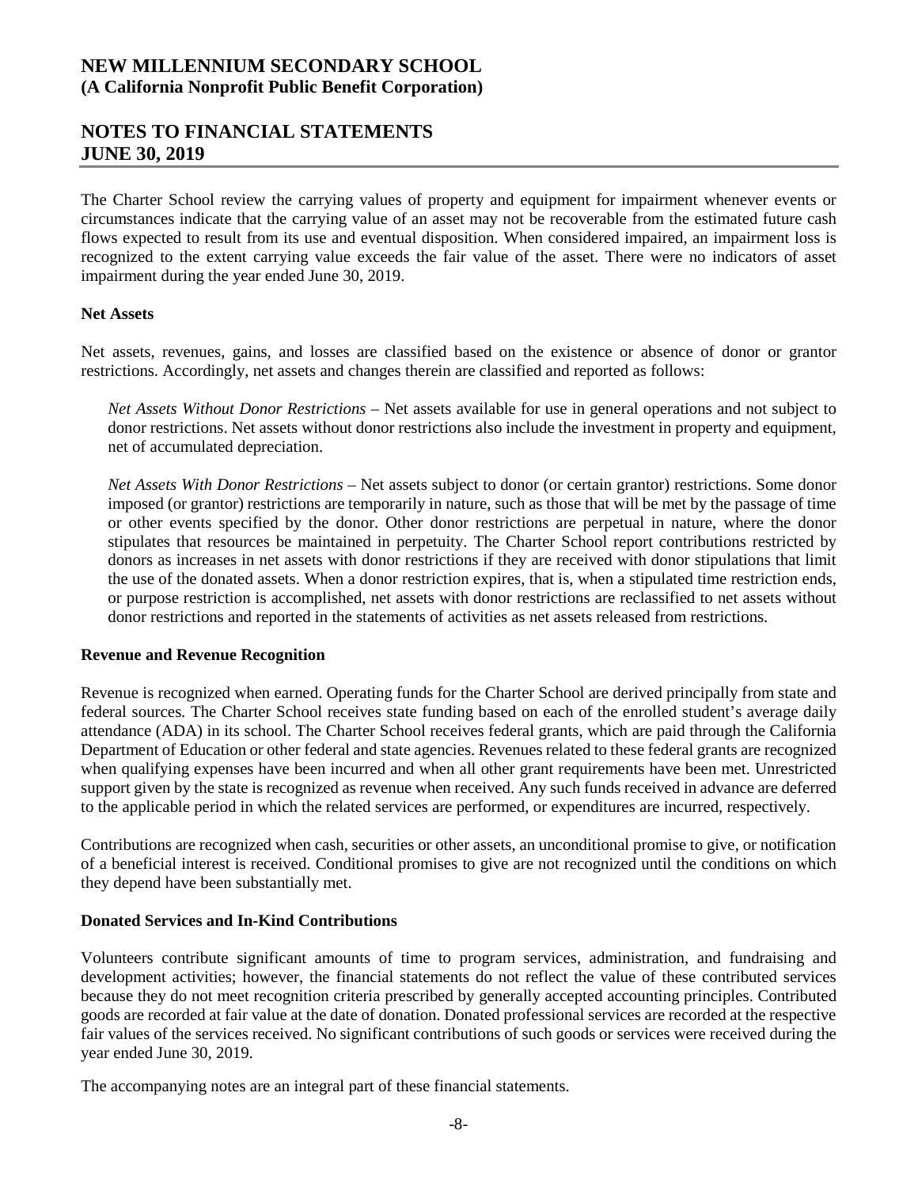The Charter School review the carrying values of property and equipment for impairment whenever events or circumstances indicate that the carrying value of an asset may not be recoverable from the estimated future cash flows expected to result from its use and eventual disposition. When considered impaired, an impairment loss is recognized to the extent carrying value exceeds the fair value of the asset. There were no indicators of asset impairment during the year ended June 30, 2019.

**Net Assets**

Net assets, revenues, gains, and losses are classified based on the existence or absence of donor or grantor restrictions. Accordingly, net assets and changes therein are classified and reported as follows:

*Net Assets Without Donor Restrictions* – Net assets available for use in general operations and not subject to donor restrictions. Net assets without donor restrictions also include the investment in property and equipment, net of accumulated depreciation.

*Net Assets With Donor Restrictions* – Net assets subject to donor (or certain grantor) restrictions. Some donor imposed (or grantor) restrictions are temporarily in nature, such as those that will be met by the passage of time or other events specified by the donor. Other donor restrictions are perpetual in nature, where the donor stipulates that resources be maintained in perpetuity. The Charter School report contributions restricted by donors as increases in net assets with donor restrictions if they are received with donor stipulations that limit the use of the donated assets. When a donor restriction expires, that is, when a stipulated time restriction ends, or purpose restriction is accomplished, net assets with donor restrictions are reclassified to net assets without donor restrictions and reported in the statements of activities as net assets released from restrictions.

**Revenue and Revenue Recognition**

Revenue is recognized when earned. Operating funds for the Charter School are derived principally from state and federal sources. The Charter School receives state funding based on each of the enrolled student's average daily attendance (ADA) in its school. The Charter School receives federal grants, which are paid through the California Department of Education or other federal and state agencies. Revenues related to these federal grants are recognized when qualifying expenses have been incurred and when all other grant requirements have been met. Unrestricted support given by the state is recognized as revenue when received. Any such funds received in advance are deferred to the applicable period in which the related services are performed, or expenditures are incurred, respectively.

Contributions are recognized when cash, securities or other assets, an unconditional promise to give, or notification of a beneficial interest is received. Conditional promises to give are not recognized until the conditions on which they depend have been substantially met.

**Donated Services and In-Kind Contributions**

Volunteers contribute significant amounts of time to program services, administration, and fundraising and development activities; however, the financial statements do not reflect the value of these contributed services because they do not meet recognition criteria prescribed by generally accepted accounting principles. Contributed goods are recorded at fair value at the date of donation. Donated professional services are recorded at the respective fair values of the services received. No significant contributions of such goods or services were received during the year ended June 30, 2019.

The accompanying notes are an integral part of these financial statements.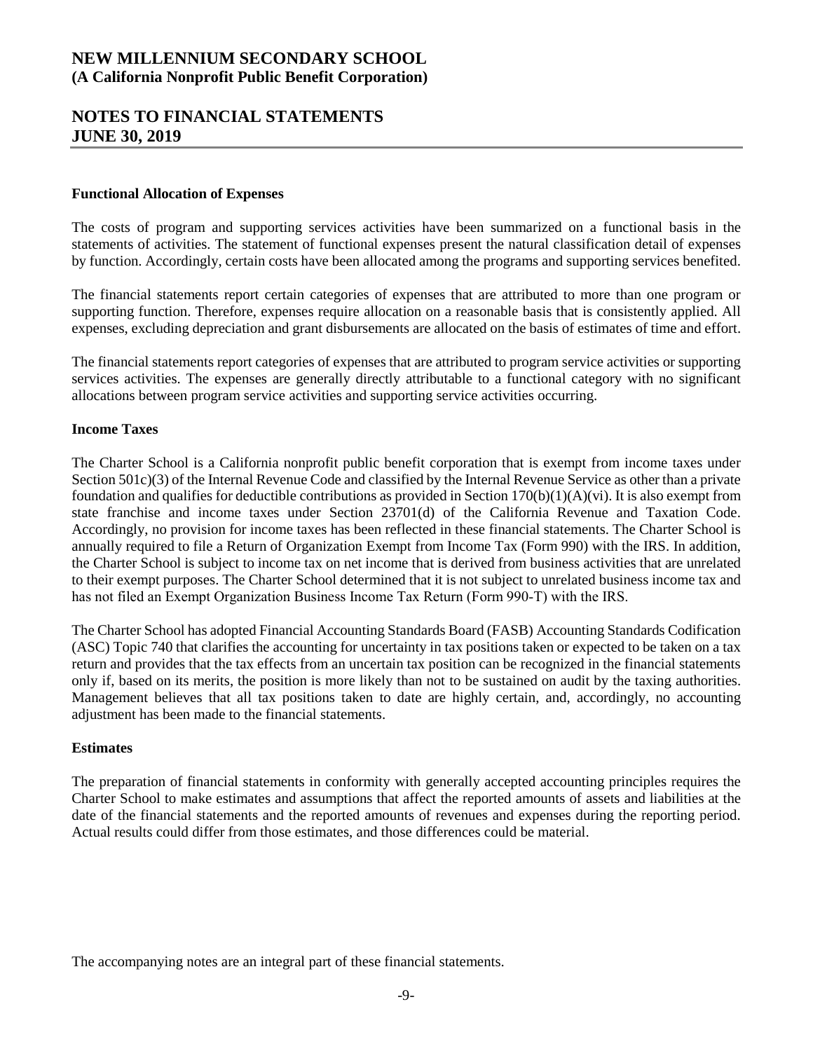# NEW MILLENNIUM SECONDARY SCHOOL
**(A California Nonprofit Public Benefit Corporation)**

## NOTES TO FINANCIAL STATEMENTS
## JUNE 30, 2019

**Functional Allocation of Expenses**

The costs of program and supporting services activities have been summarized on a functional basis in the statements of activities. The statement of functional expenses present the natural classification detail of expenses by function. Accordingly, certain costs have been allocated among the programs and supporting services benefited.

The financial statements report certain categories of expenses that are attributed to more than one program or supporting function. Therefore, expenses require allocation on a reasonable basis that is consistently applied. All expenses, excluding depreciation and grant disbursements are allocated on the basis of estimates of time and effort.

The financial statements report categories of expenses that are attributed to program service activities or supporting services activities. The expenses are generally directly attributable to a functional category with no significant allocations between program service activities and supporting service activities occurring.

**Income Taxes**

The Charter School is a California nonprofit public benefit corporation that is exempt from income taxes under Section 501c)(3) of the Internal Revenue Code and classified by the Internal Revenue Service as other than a private foundation and qualifies for deductible contributions as provided in Section 170(b)(1)(A)(vi). It is also exempt from state franchise and income taxes under Section 23701(d) of the California Revenue and Taxation Code. Accordingly, no provision for income taxes has been reflected in these financial statements. The Charter School is annually required to file a Return of Organization Exempt from Income Tax (Form 990) with the IRS. In addition, the Charter School is subject to income tax on net income that is derived from business activities that are unrelated to their exempt purposes. The Charter School determined that it is not subject to unrelated business income tax and has not filed an Exempt Organization Business Income Tax Return (Form 990-T) with the IRS.

The Charter School has adopted Financial Accounting Standards Board (FASB) Accounting Standards Codification (ASC) Topic 740 that clarifies the accounting for uncertainty in tax positions taken or expected to be taken on a tax return and provides that the tax effects from an uncertain tax position can be recognized in the financial statements only if, based on its merits, the position is more likely than not to be sustained on audit by the taxing authorities. Management believes that all tax positions taken to date are highly certain, and, accordingly, no accounting adjustment has been made to the financial statements.

**Estimates**

The preparation of financial statements in conformity with generally accepted accounting principles requires the Charter School to make estimates and assumptions that affect the reported amounts of assets and liabilities at the date of the financial statements and the reported amounts of revenues and expenses during the reporting period. Actual results could differ from those estimates, and those differences could be material.

The accompanying notes are an integral part of these financial statements.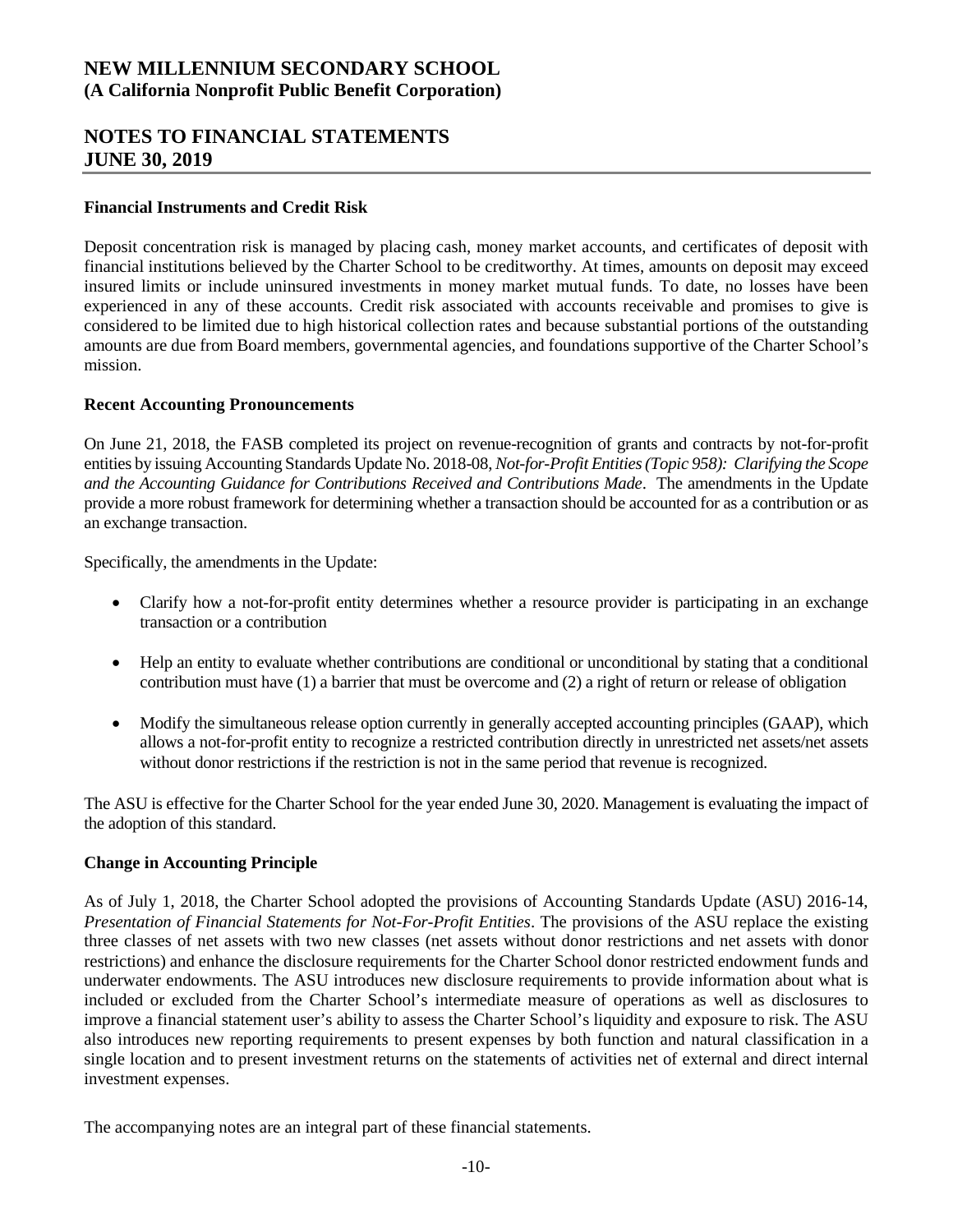### Financial Instruments and Credit Risk

Deposit concentration risk is managed by placing cash, money market accounts, and certificates of deposit with financial institutions believed by the Charter School to be creditworthy. At times, amounts on deposit may exceed insured limits or include uninsured investments in money market mutual funds. To date, no losses have been experienced in any of these accounts. Credit risk associated with accounts receivable and promises to give is considered to be limited due to high historical collection rates and because substantial portions of the outstanding amounts are due from Board members, governmental agencies, and foundations supportive of the Charter School's mission.

### Recent Accounting Pronouncements

On June 21, 2018, the FASB completed its project on revenue-recognition of grants and contracts by not-for-profit entities by issuing Accounting Standards Update No. 2018-08, *Not-for-Profit Entities (Topic 958): Clarifying the Scope and the Accounting Guidance for Contributions Received and Contributions Made*. The amendments in the Update provide a more robust framework for determining whether a transaction should be accounted for as a contribution or as an exchange transaction.

Specifically, the amendments in the Update:

- Clarify how a not-for-profit entity determines whether a resource provider is participating in an exchange transaction or a contribution
- Help an entity to evaluate whether contributions are conditional or unconditional by stating that a conditional contribution must have (1) a barrier that must be overcome and (2) a right of return or release of obligation
- Modify the simultaneous release option currently in generally accepted accounting principles (GAAP), which allows a not-for-profit entity to recognize a restricted contribution directly in unrestricted net assets/net assets without donor restrictions if the restriction is not in the same period that revenue is recognized.

The ASU is effective for the Charter School for the year ended June 30, 2020. Management is evaluating the impact of the adoption of this standard.

### Change in Accounting Principle

As of July 1, 2018, the Charter School adopted the provisions of Accounting Standards Update (ASU) 2016-14, *Presentation of Financial Statements for Not-For-Profit Entities*. The provisions of the ASU replace the existing three classes of net assets with two new classes (net assets without donor restrictions and net assets with donor restrictions) and enhance the disclosure requirements for the Charter School donor restricted endowment funds and underwater endowments. The ASU introduces new disclosure requirements to provide information about what is included or excluded from the Charter School's intermediate measure of operations as well as disclosures to improve a financial statement user's ability to assess the Charter School's liquidity and exposure to risk. The ASU also introduces new reporting requirements to present expenses by both function and natural classification in a single location and to present investment returns on the statements of activities net of external and direct internal investment expenses.

The accompanying notes are an integral part of these financial statements.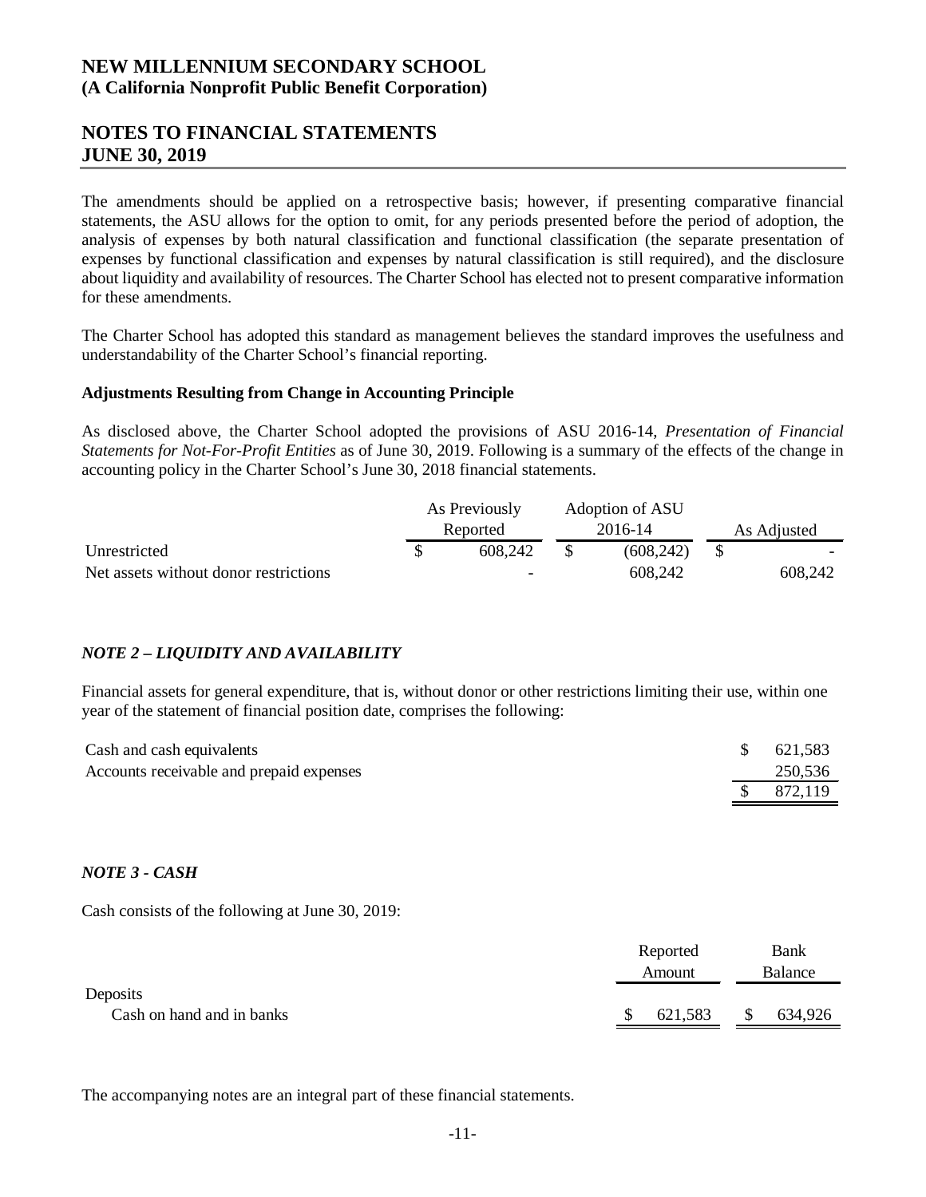# NEW MILLENNIUM SECONDARY SCHOOL
**(A California Nonprofit Public Benefit Corporation)**

## NOTES TO FINANCIAL STATEMENTS
## JUNE 30, 2019

The amendments should be applied on a retrospective basis; however, if presenting comparative financial statements, the ASU allows for the option to omit, for any periods presented before the period of adoption, the analysis of expenses by both natural classification and functional classification (the separate presentation of expenses by functional classification and expenses by natural classification is still required), and the disclosure about liquidity and availability of resources. The Charter School has elected not to present comparative information for these amendments.

The Charter School has adopted this standard as management believes the standard improves the usefulness and understandability of the Charter School's financial reporting.

**Adjustments Resulting from Change in Accounting Principle**

As disclosed above, the Charter School adopted the provisions of ASU 2016-14, *Presentation of Financial Statements for Not-For-Profit Entities* as of June 30, 2019. Following is a summary of the effects of the change in accounting policy in the Charter School's June 30, 2018 financial statements.

| | As Previously Reported | Adoption of ASU 2016-14 | As Adjusted |
|---|---|---|---|
| Unrestricted | $ 608,242 | $ (608,242) | $ - |
| Net assets without donor restrictions | - | 608,242 | 608,242 |

### *NOTE 2 – LIQUIDITY AND AVAILABILITY*

Financial assets for general expenditure, that is, without donor or other restrictions limiting their use, within one year of the statement of financial position date, comprises the following:

| | |
|---|---|
| Cash and cash equivalents | $ 621,583 |
| Accounts receivable and prepaid expenses | 250,536 |
| | $ 872,119 |

### *NOTE 3 - CASH*

Cash consists of the following at June 30, 2019:

| | Reported Amount | Bank Balance |
|---|---|---|
| Deposits | | |
| Cash on hand and in banks | $ 621,583 | $ 634,926 |

The accompanying notes are an integral part of these financial statements.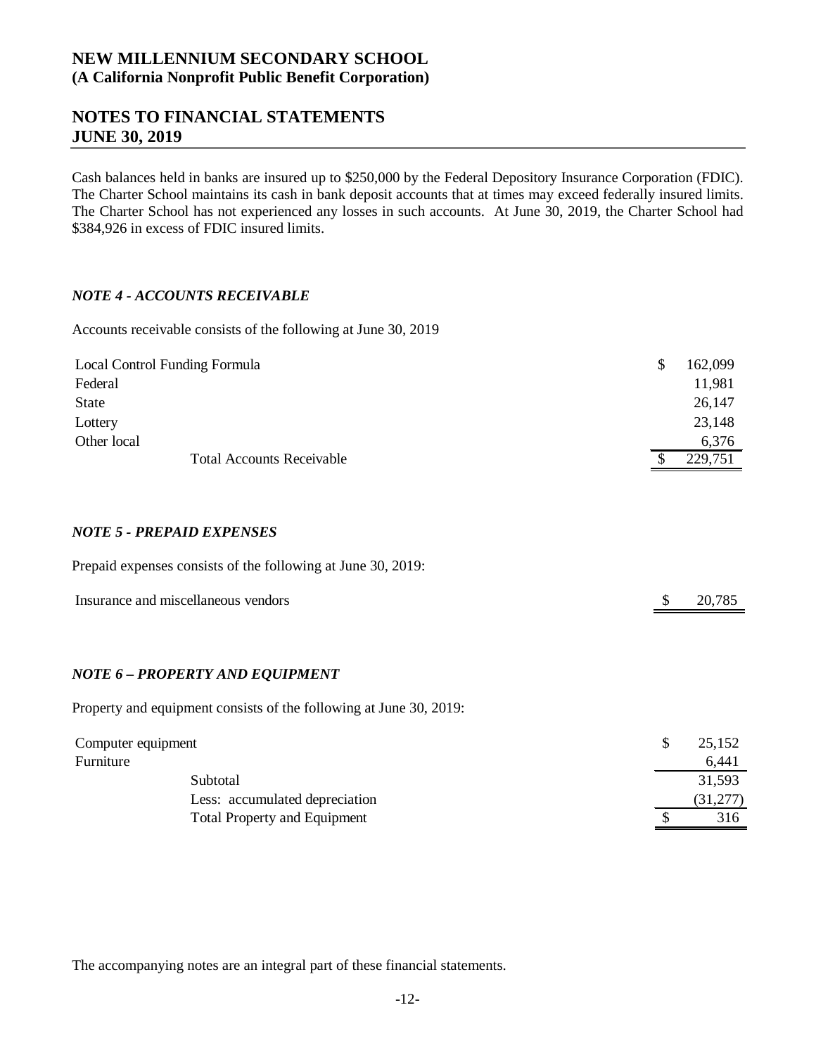Cash balances held in banks are insured up to $250,000 by the Federal Depository Insurance Corporation (FDIC). The Charter School maintains its cash in bank deposit accounts that at times may exceed federally insured limits. The Charter School has not experienced any losses in such accounts. At June 30, 2019, the Charter School had $384,926 in excess of FDIC insured limits.

### *NOTE 4 - ACCOUNTS RECEIVABLE*

Accounts receivable consists of the following at June 30, 2019

| | |
|---|---|
| Local Control Funding Formula | $ 162,099 |
| Federal | 11,981 |
| State | 26,147 |
| Lottery | 23,148 |
| Other local | 6,376 |
| Total Accounts Receivable | $ 229,751 |

### *NOTE 5 - PREPAID EXPENSES*

Prepaid expenses consists of the following at June 30, 2019:

| | |
|---|---|
| Insurance and miscellaneous vendors | $ 20,785 |

### *NOTE 6 – PROPERTY AND EQUIPMENT*

Property and equipment consists of the following at June 30, 2019:

| | |
|---|---|
| Computer equipment | $ 25,152 |
| Furniture | 6,441 |
| Subtotal | 31,593 |
| Less: accumulated depreciation | (31,277) |
| Total Property and Equipment | $ 316 |

The accompanying notes are an integral part of these financial statements.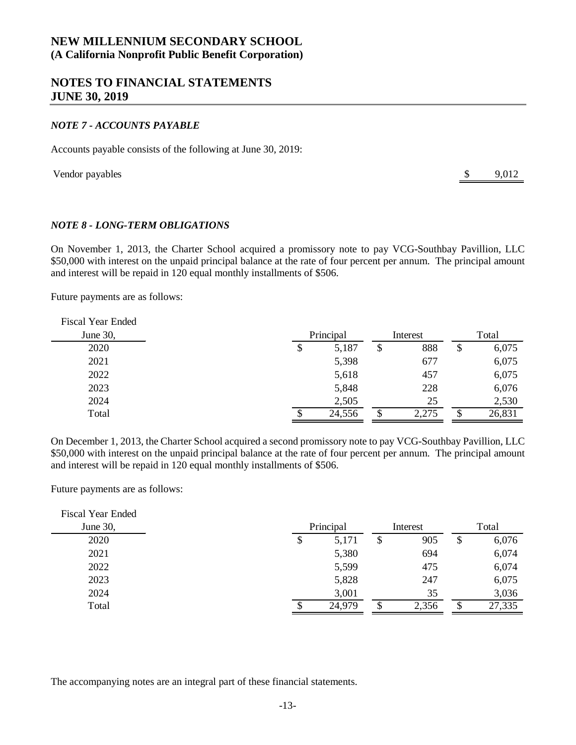# NEW MILLENNIUM SECONDARY SCHOOL
**(A California Nonprofit Public Benefit Corporation)**

## NOTES TO FINANCIAL STATEMENTS
## JUNE 30, 2019

### *NOTE 7 - ACCOUNTS PAYABLE*

Accounts payable consists of the following at June 30, 2019:

| | |
|---|---|
| Vendor payables | $ 9,012 |

### *NOTE 8 - LONG-TERM OBLIGATIONS*

On November 1, 2013, the Charter School acquired a promissory note to pay VCG-Southbay Pavillion, LLC $50,000 with interest on the unpaid principal balance at the rate of four percent per annum. The principal amount and interest will be repaid in 120 equal monthly installments of $506.

Future payments are as follows:

| Fiscal Year Ended June 30, | Principal | Interest | Total |
|---|---|---|---|
| 2020 | $ 5,187 | $ 888 | $ 6,075 |
| 2021 | 5,398 | 677 | 6,075 |
| 2022 | 5,618 | 457 | 6,075 |
| 2023 | 5,848 | 228 | 6,076 |
| 2024 | 2,505 | 25 | 2,530 |
| Total | $ 24,556 | $ 2,275 | $ 26,831 |

On December 1, 2013, the Charter School acquired a second promissory note to pay VCG-Southbay Pavillion, LLC $50,000 with interest on the unpaid principal balance at the rate of four percent per annum. The principal amount and interest will be repaid in 120 equal monthly installments of $506.

Future payments are as follows:

| Fiscal Year Ended June 30, | Principal | Interest | Total |
|---|---|---|---|
| 2020 | $ 5,171 | $ 905 | $ 6,076 |
| 2021 | 5,380 | 694 | 6,074 |
| 2022 | 5,599 | 475 | 6,074 |
| 2023 | 5,828 | 247 | 6,075 |
| 2024 | 3,001 | 35 | 3,036 |
| Total | $ 24,979 | $ 2,356 | $ 27,335 |

The accompanying notes are an integral part of these financial statements.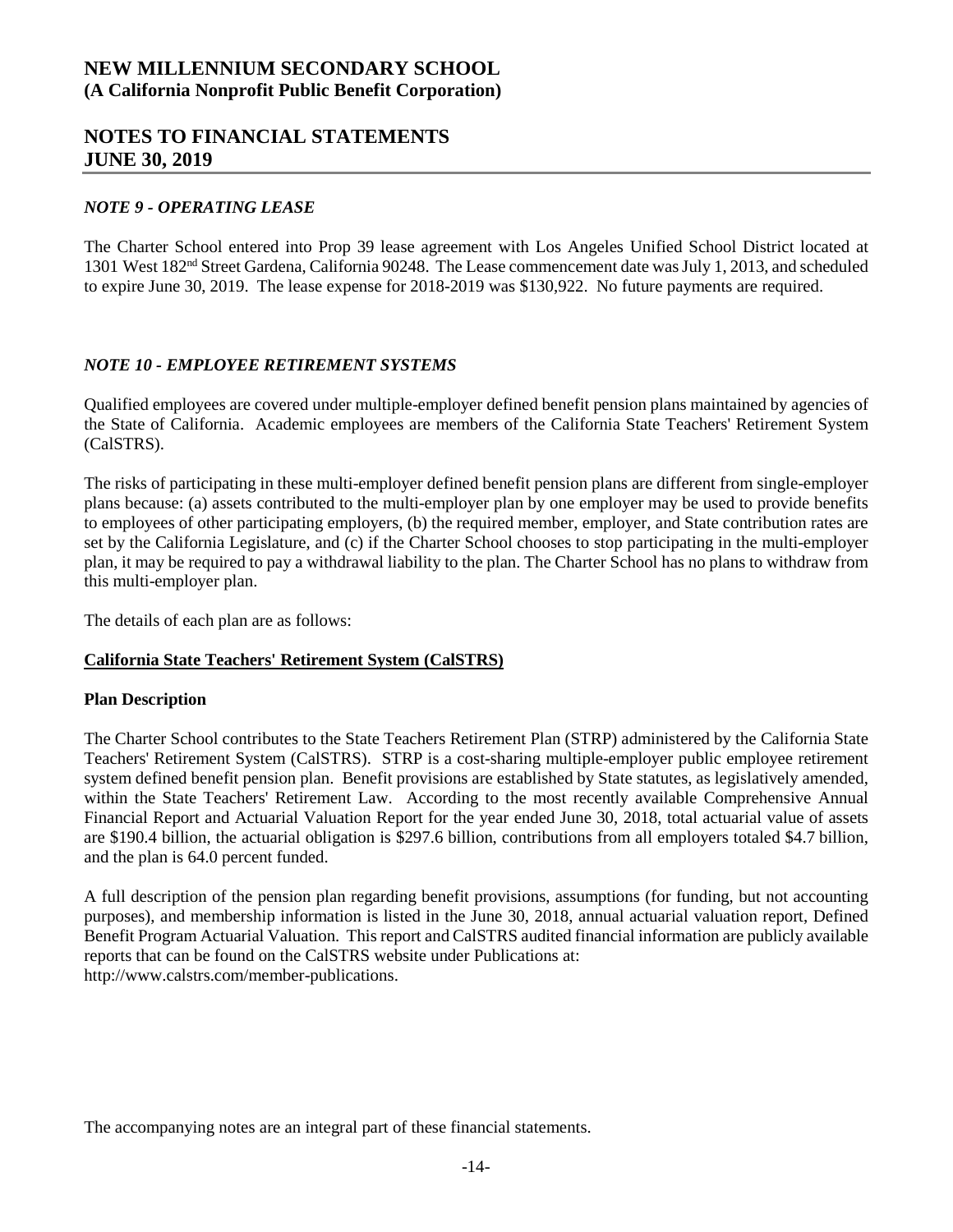# NEW MILLENNIUM SECONDARY SCHOOL
**(A California Nonprofit Public Benefit Corporation)**

# NOTES TO FINANCIAL STATEMENTS
# JUNE 30, 2019

### *NOTE 9 - OPERATING LEASE*

The Charter School entered into Prop 39 lease agreement with Los Angeles Unified School District located at 1301 West 182nd Street Gardena, California 90248. The Lease commencement date was July 1, 2013, and scheduled to expire June 30, 2019. The lease expense for 2018-2019 was $130,922. No future payments are required.

### *NOTE 10 - EMPLOYEE RETIREMENT SYSTEMS*

Qualified employees are covered under multiple-employer defined benefit pension plans maintained by agencies of the State of California. Academic employees are members of the California State Teachers' Retirement System (CalSTRS).

The risks of participating in these multi-employer defined benefit pension plans are different from single-employer plans because: (a) assets contributed to the multi-employer plan by one employer may be used to provide benefits to employees of other participating employers, (b) the required member, employer, and State contribution rates are set by the California Legislature, and (c) if the Charter School chooses to stop participating in the multi-employer plan, it may be required to pay a withdrawal liability to the plan. The Charter School has no plans to withdraw from this multi-employer plan.

The details of each plan are as follows:

**California State Teachers' Retirement System (CalSTRS)**

**Plan Description**

The Charter School contributes to the State Teachers Retirement Plan (STRP) administered by the California State Teachers' Retirement System (CalSTRS). STRP is a cost-sharing multiple-employer public employee retirement system defined benefit pension plan. Benefit provisions are established by State statutes, as legislatively amended, within the State Teachers' Retirement Law. According to the most recently available Comprehensive Annual Financial Report and Actuarial Valuation Report for the year ended June 30, 2018, total actuarial value of assets are $190.4 billion, the actuarial obligation is $297.6 billion, contributions from all employers totaled $4.7 billion, and the plan is 64.0 percent funded.

A full description of the pension plan regarding benefit provisions, assumptions (for funding, but not accounting purposes), and membership information is listed in the June 30, 2018, annual actuarial valuation report, Defined Benefit Program Actuarial Valuation. This report and CalSTRS audited financial information are publicly available reports that can be found on the CalSTRS website under Publications at:
http://www.calstrs.com/member-publications.

The accompanying notes are an integral part of these financial statements.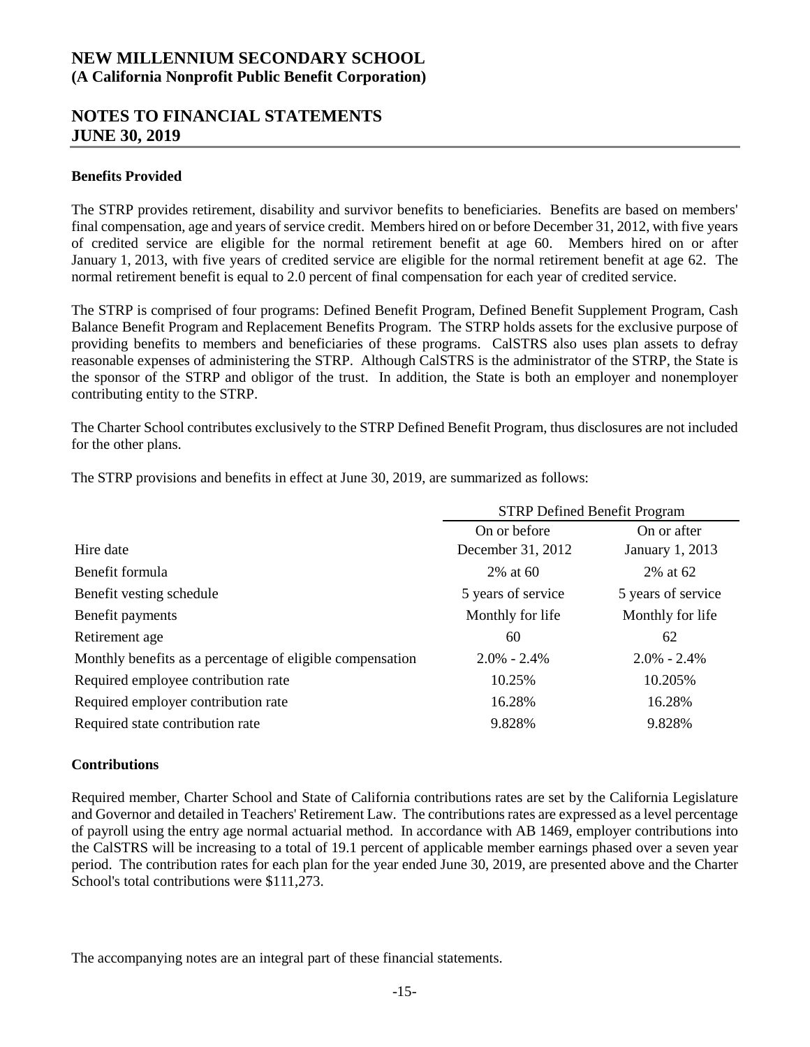**Benefits Provided**

The STRP provides retirement, disability and survivor benefits to beneficiaries. Benefits are based on members' final compensation, age and years of service credit. Members hired on or before December 31, 2012, with five years of credited service are eligible for the normal retirement benefit at age 60. Members hired on or after January 1, 2013, with five years of credited service are eligible for the normal retirement benefit at age 62. The normal retirement benefit is equal to 2.0 percent of final compensation for each year of credited service.

The STRP is comprised of four programs: Defined Benefit Program, Defined Benefit Supplement Program, Cash Balance Benefit Program and Replacement Benefits Program. The STRP holds assets for the exclusive purpose of providing benefits to members and beneficiaries of these programs. CalSTRS also uses plan assets to defray reasonable expenses of administering the STRP. Although CalSTRS is the administrator of the STRP, the State is the sponsor of the STRP and obligor of the trust. In addition, the State is both an employer and nonemployer contributing entity to the STRP.

The Charter School contributes exclusively to the STRP Defined Benefit Program, thus disclosures are not included for the other plans.

The STRP provisions and benefits in effect at June 30, 2019, are summarized as follows:

| | STRP Defined Benefit Program | |
|---|---|---|
| Hire date | On or before December 31, 2012 | On or after January 1, 2013 |
| Benefit formula | 2% at 60 | 2% at 62 |
| Benefit vesting schedule | 5 years of service | 5 years of service |
| Benefit payments | Monthly for life | Monthly for life |
| Retirement age | 60 | 62 |
| Monthly benefits as a percentage of eligible compensation | 2.0% - 2.4% | 2.0% - 2.4% |
| Required employee contribution rate | 10.25% | 10.205% |
| Required employer contribution rate | 16.28% | 16.28% |
| Required state contribution rate | 9.828% | 9.828% |

**Contributions**

Required member, Charter School and State of California contributions rates are set by the California Legislature and Governor and detailed in Teachers' Retirement Law. The contributions rates are expressed as a level percentage of payroll using the entry age normal actuarial method. In accordance with AB 1469, employer contributions into the CalSTRS will be increasing to a total of 19.1 percent of applicable member earnings phased over a seven year period. The contribution rates for each plan for the year ended June 30, 2019, are presented above and the Charter School's total contributions were $111,273.

The accompanying notes are an integral part of these financial statements.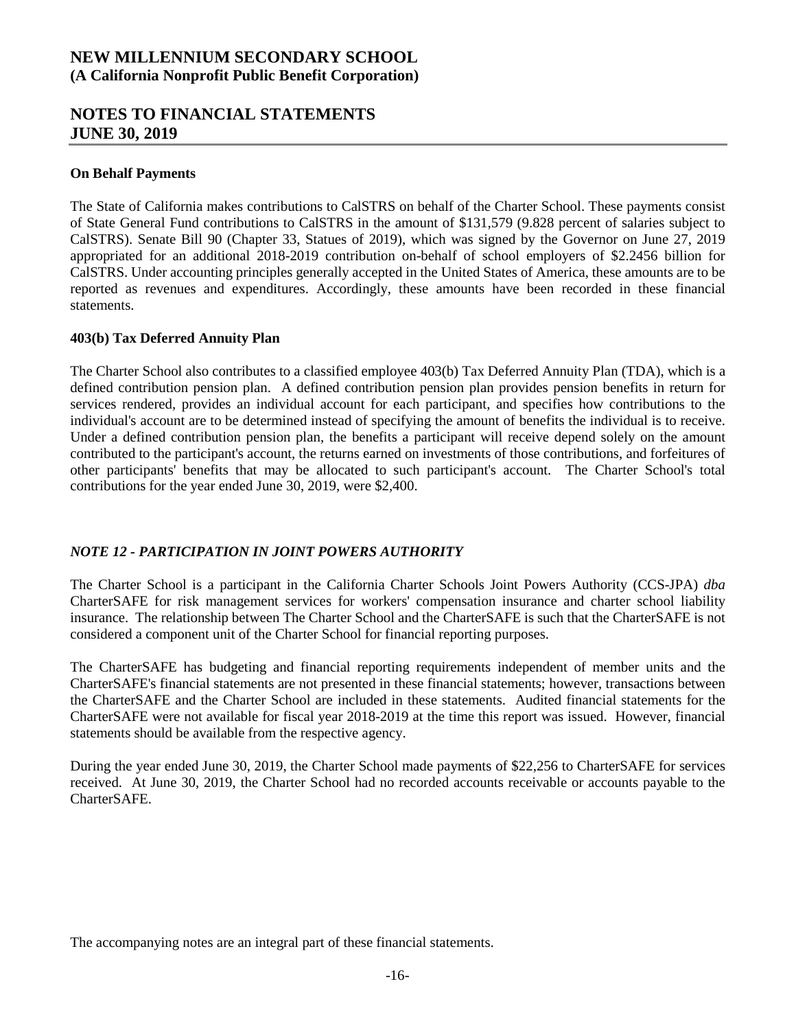**On Behalf Payments**

The State of California makes contributions to CalSTRS on behalf of the Charter School. These payments consist of State General Fund contributions to CalSTRS in the amount of $131,579 (9.828 percent of salaries subject to CalSTRS). Senate Bill 90 (Chapter 33, Statues of 2019), which was signed by the Governor on June 27, 2019 appropriated for an additional 2018-2019 contribution on-behalf of school employers of $2.2456 billion for CalSTRS. Under accounting principles generally accepted in the United States of America, these amounts are to be reported as revenues and expenditures. Accordingly, these amounts have been recorded in these financial statements.

**403(b) Tax Deferred Annuity Plan**

The Charter School also contributes to a classified employee 403(b) Tax Deferred Annuity Plan (TDA), which is a defined contribution pension plan. A defined contribution pension plan provides pension benefits in return for services rendered, provides an individual account for each participant, and specifies how contributions to the individual's account are to be determined instead of specifying the amount of benefits the individual is to receive. Under a defined contribution pension plan, the benefits a participant will receive depend solely on the amount contributed to the participant's account, the returns earned on investments of those contributions, and forfeitures of other participants' benefits that may be allocated to such participant's account. The Charter School's total contributions for the year ended June 30, 2019, were $2,400.

## *NOTE 12 - PARTICIPATION IN JOINT POWERS AUTHORITY*

The Charter School is a participant in the California Charter Schools Joint Powers Authority (CCS-JPA) *dba* CharterSAFE for risk management services for workers' compensation insurance and charter school liability insurance. The relationship between The Charter School and the CharterSAFE is such that the CharterSAFE is not considered a component unit of the Charter School for financial reporting purposes.

The CharterSAFE has budgeting and financial reporting requirements independent of member units and the CharterSAFE's financial statements are not presented in these financial statements; however, transactions between the CharterSAFE and the Charter School are included in these statements. Audited financial statements for the CharterSAFE were not available for fiscal year 2018-2019 at the time this report was issued. However, financial statements should be available from the respective agency.

During the year ended June 30, 2019, the Charter School made payments of $22,256 to CharterSAFE for services received. At June 30, 2019, the Charter School had no recorded accounts receivable or accounts payable to the CharterSAFE.

The accompanying notes are an integral part of these financial statements.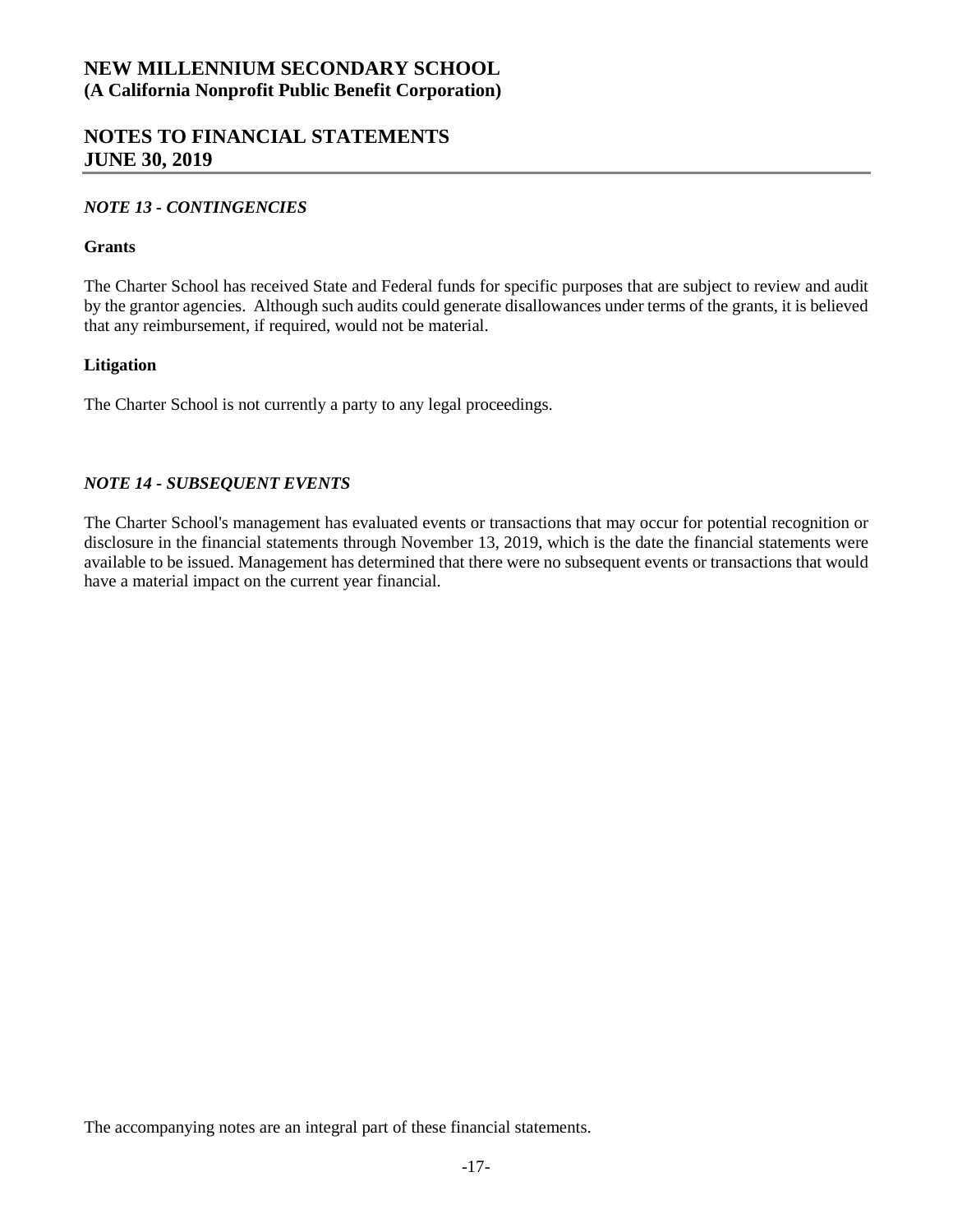# NEW MILLENNIUM SECONDARY SCHOOL
**(A California Nonprofit Public Benefit Corporation)**

## NOTES TO FINANCIAL STATEMENTS
## JUNE 30, 2019

### *NOTE 13 - CONTINGENCIES*

**Grants**

The Charter School has received State and Federal funds for specific purposes that are subject to review and audit by the grantor agencies. Although such audits could generate disallowances under terms of the grants, it is believed that any reimbursement, if required, would not be material.

**Litigation**

The Charter School is not currently a party to any legal proceedings.

### *NOTE 14 - SUBSEQUENT EVENTS*

The Charter School's management has evaluated events or transactions that may occur for potential recognition or disclosure in the financial statements through November 13, 2019, which is the date the financial statements were available to be issued. Management has determined that there were no subsequent events or transactions that would have a material impact on the current year financial.

The accompanying notes are an integral part of these financial statements.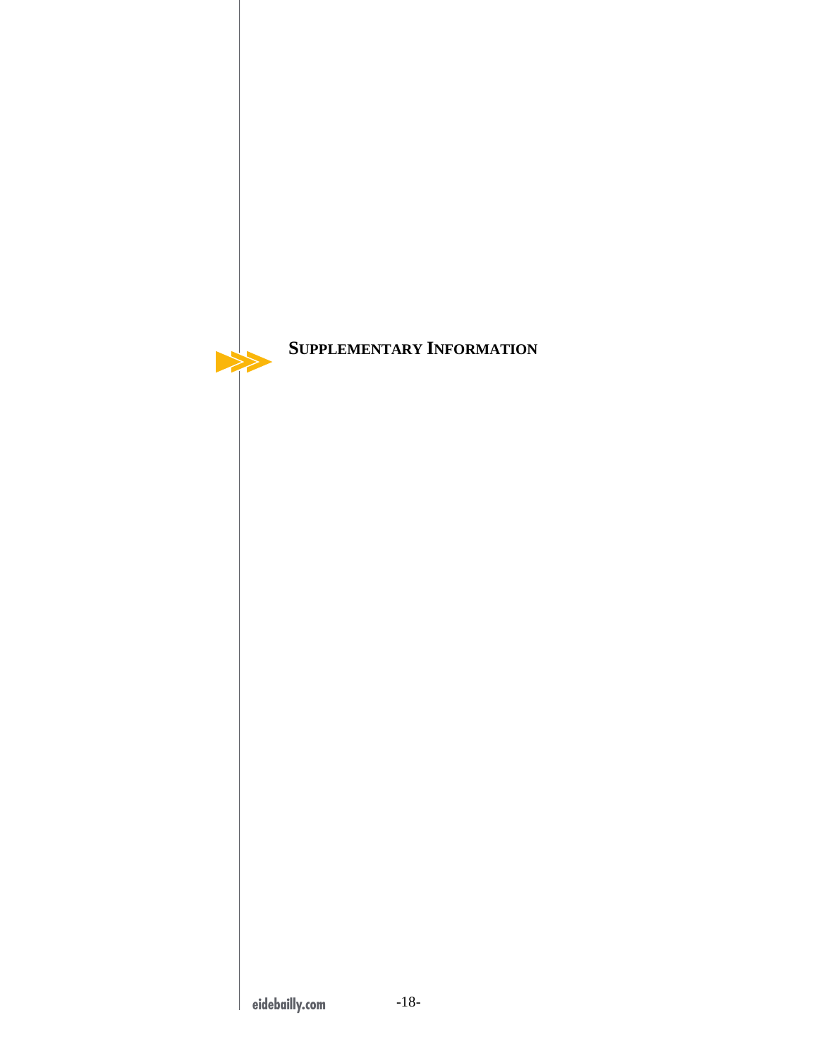# SUPPLEMENTARY INFORMATION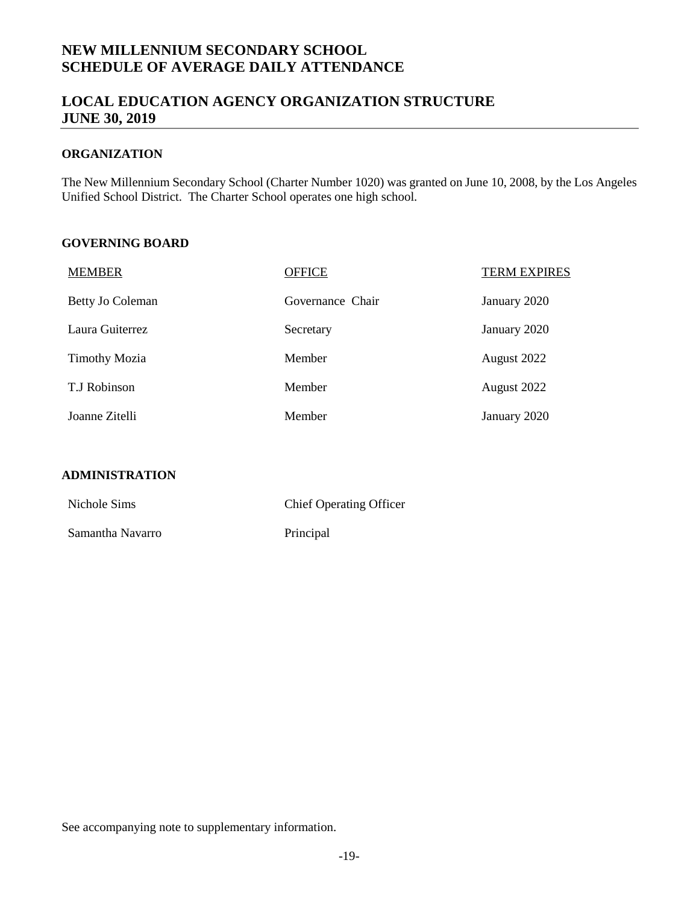# NEW MILLENNIUM SECONDARY SCHOOL
# SCHEDULE OF AVERAGE DAILY ATTENDANCE

## LOCAL EDUCATION AGENCY ORGANIZATION STRUCTURE
## JUNE 30, 2019

### ORGANIZATION

The New Millennium Secondary School (Charter Number 1020) was granted on June 10, 2008, by the Los Angeles Unified School District. The Charter School operates one high school.

### GOVERNING BOARD

| MEMBER | OFFICE | TERM EXPIRES |
|---|---|---|
| Betty Jo Coleman | Governance Chair | January 2020 |
| Laura Guiterrez | Secretary | January 2020 |
| Timothy Mozia | Member | August 2022 |
| T.J Robinson | Member | August 2022 |
| Joanne Zitelli | Member | January 2020 |

### ADMINISTRATION

| | |
|---|---|
| Nichole Sims | Chief Operating Officer |
| Samantha Navarro | Principal |

See accompanying note to supplementary information.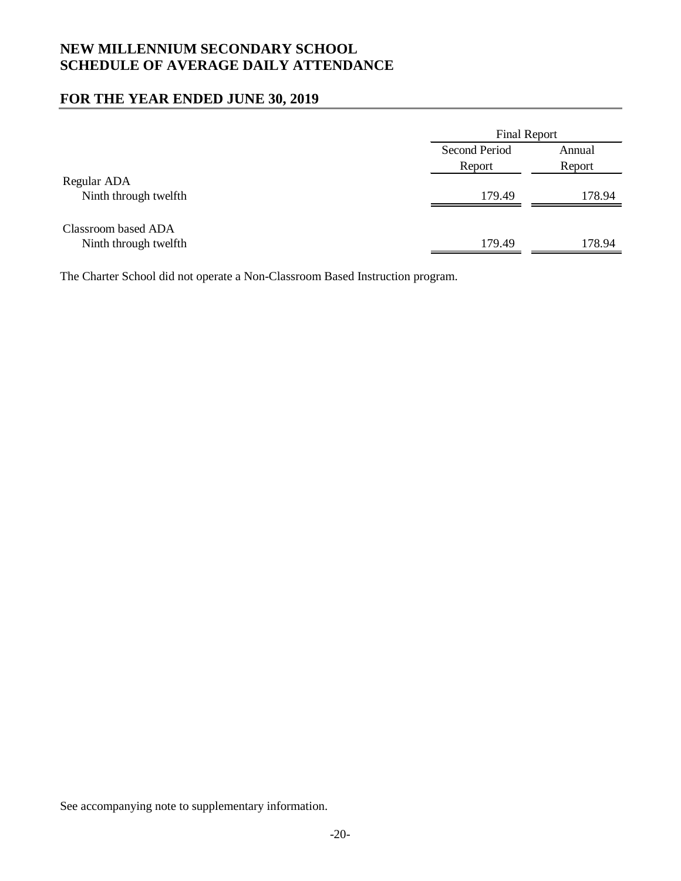# NEW MILLENNIUM SECONDARY SCHOOL
# SCHEDULE OF AVERAGE DAILY ATTENDANCE

## FOR THE YEAR ENDED JUNE 30, 2019

| | Final Report | |
|---|---|---|
| | Second Period Report | Annual Report |
| Regular ADA | | |
| Ninth through twelfth | 179.49 | 178.94 |
| Classroom based ADA | | |
| Ninth through twelfth | 179.49 | 178.94 |

The Charter School did not operate a Non-Classroom Based Instruction program.

See accompanying note to supplementary information.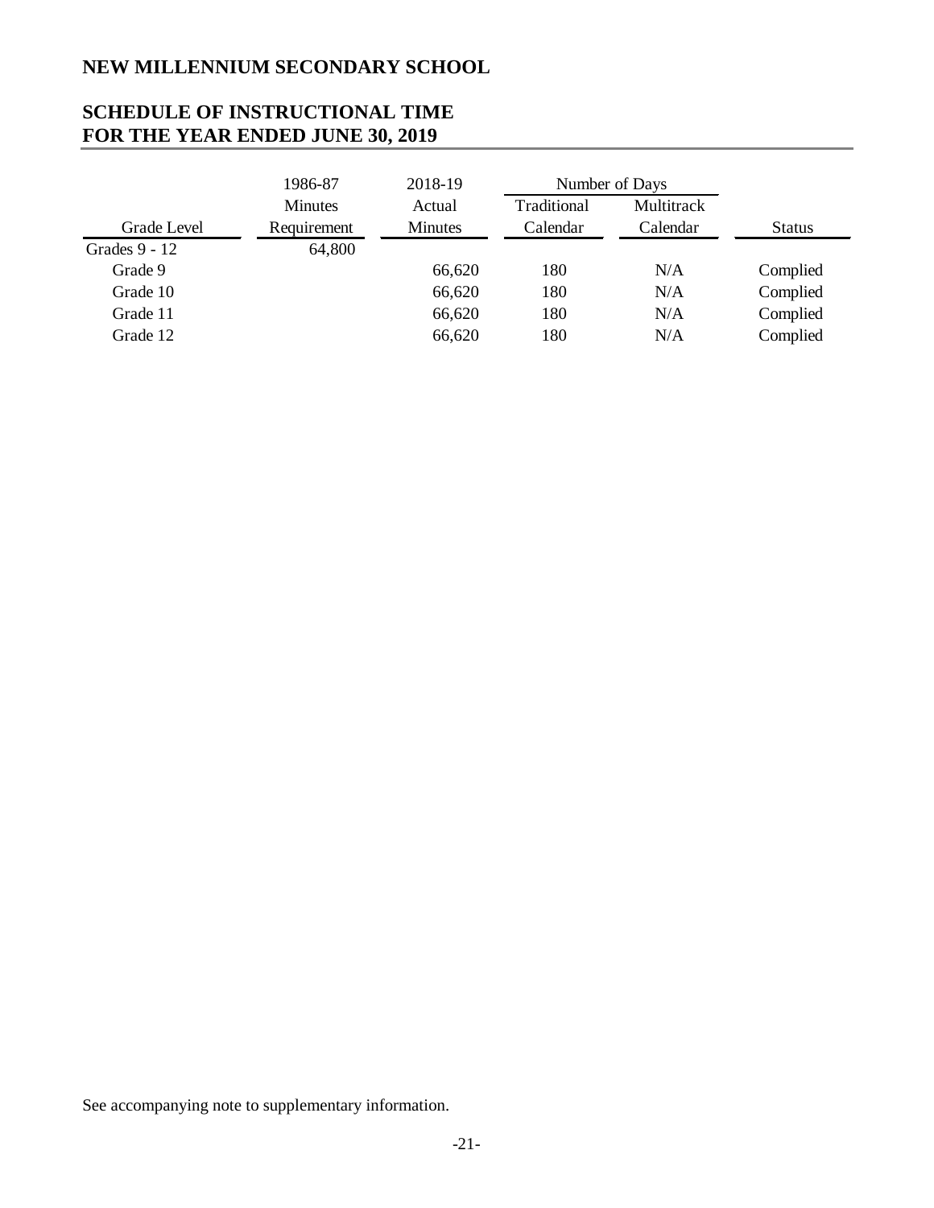# NEW MILLENNIUM SECONDARY SCHOOL

## SCHEDULE OF INSTRUCTIONAL TIME
## FOR THE YEAR ENDED JUNE 30, 2019

| Grade Level | 1986-87 Minutes Requirement | 2018-19 Actual Minutes | Number of Days | | Status |
|---|---|---|---|---|---|
| | | | Traditional Calendar | Multitrack Calendar | |
| Grades 9 - 12 | 64,800 | | | | |
| Grade 9 | | 66,620 | 180 | N/A | Complied |
| Grade 10 | | 66,620 | 180 | N/A | Complied |
| Grade 11 | | 66,620 | 180 | N/A | Complied |
| Grade 12 | | 66,620 | 180 | N/A | Complied |

See accompanying note to supplementary information.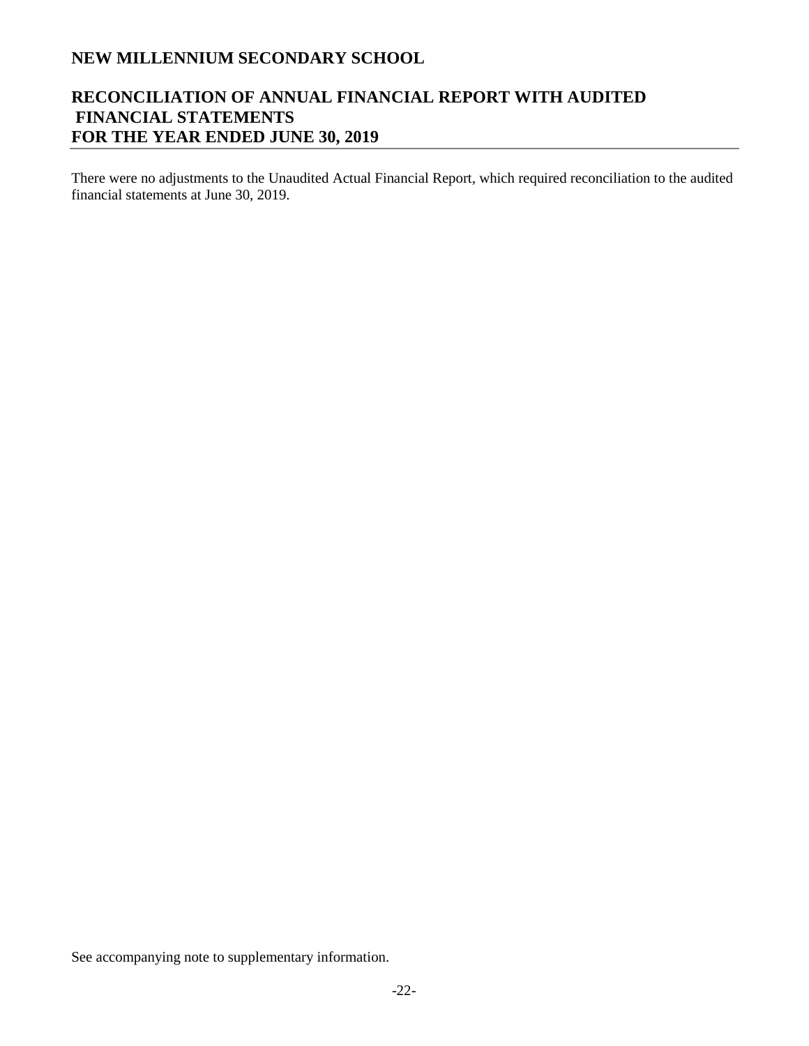# NEW MILLENNIUM SECONDARY SCHOOL

## RECONCILIATION OF ANNUAL FINANCIAL REPORT WITH AUDITED FINANCIAL STATEMENTS FOR THE YEAR ENDED JUNE 30, 2019

There were no adjustments to the Unaudited Actual Financial Report, which required reconciliation to the audited financial statements at June 30, 2019.

See accompanying note to supplementary information.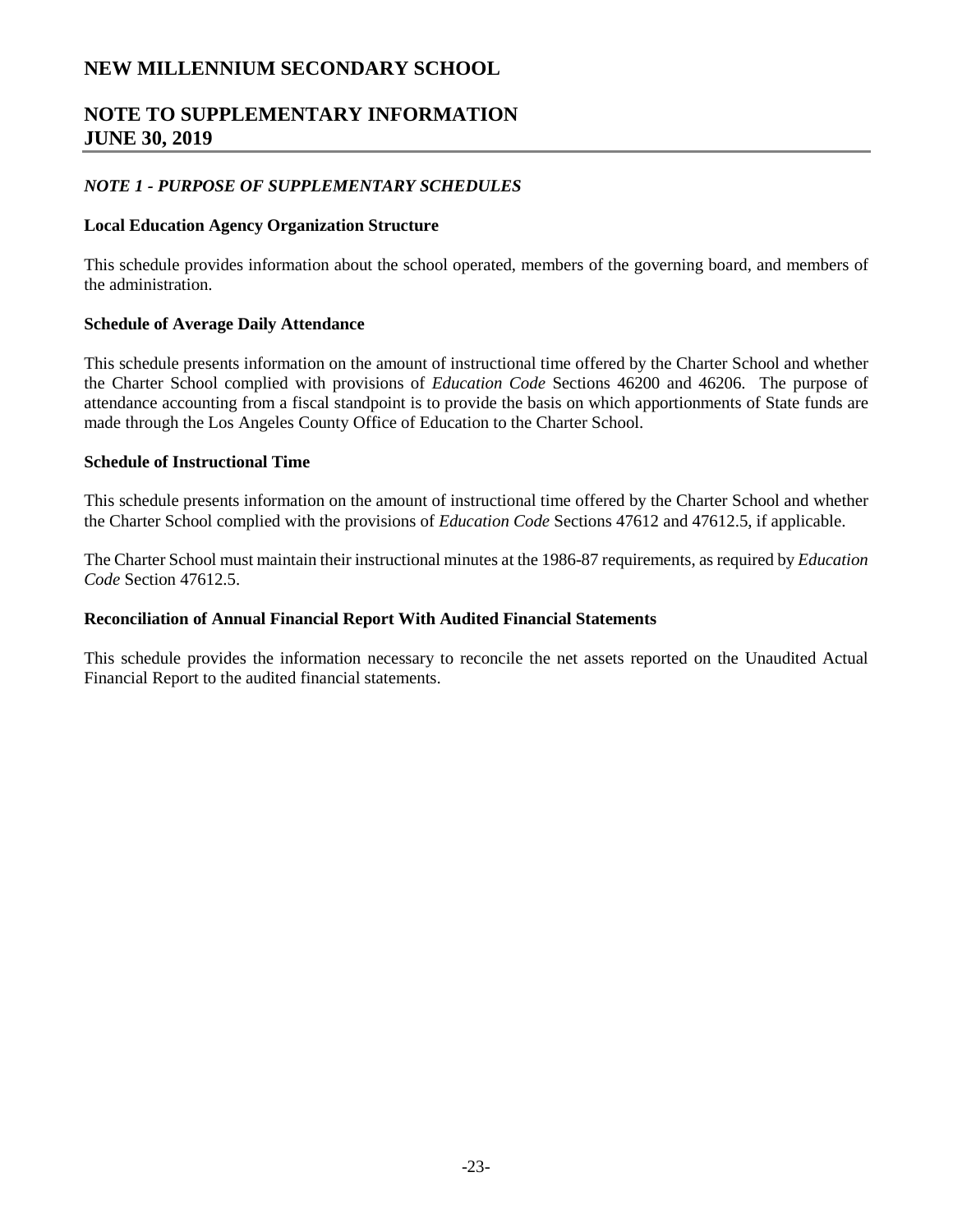# NEW MILLENNIUM SECONDARY SCHOOL

## NOTE TO SUPPLEMENTARY INFORMATION
## JUNE 30, 2019

### *NOTE 1 - PURPOSE OF SUPPLEMENTARY SCHEDULES*

**Local Education Agency Organization Structure**

This schedule provides information about the school operated, members of the governing board, and members of the administration.

**Schedule of Average Daily Attendance**

This schedule presents information on the amount of instructional time offered by the Charter School and whether the Charter School complied with provisions of *Education Code* Sections 46200 and 46206. The purpose of attendance accounting from a fiscal standpoint is to provide the basis on which apportionments of State funds are made through the Los Angeles County Office of Education to the Charter School.

**Schedule of Instructional Time**

This schedule presents information on the amount of instructional time offered by the Charter School and whether the Charter School complied with the provisions of *Education Code* Sections 47612 and 47612.5, if applicable.

The Charter School must maintain their instructional minutes at the 1986-87 requirements, as required by *Education Code* Section 47612.5.

**Reconciliation of Annual Financial Report With Audited Financial Statements**

This schedule provides the information necessary to reconcile the net assets reported on the Unaudited Actual Financial Report to the audited financial statements.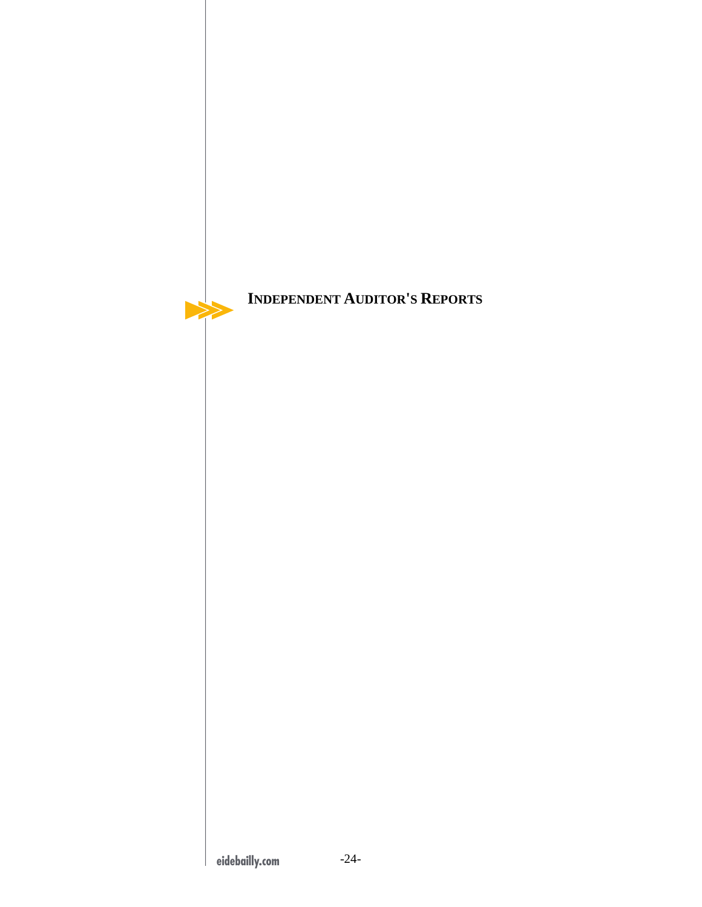# INDEPENDENT AUDITOR'S REPORTS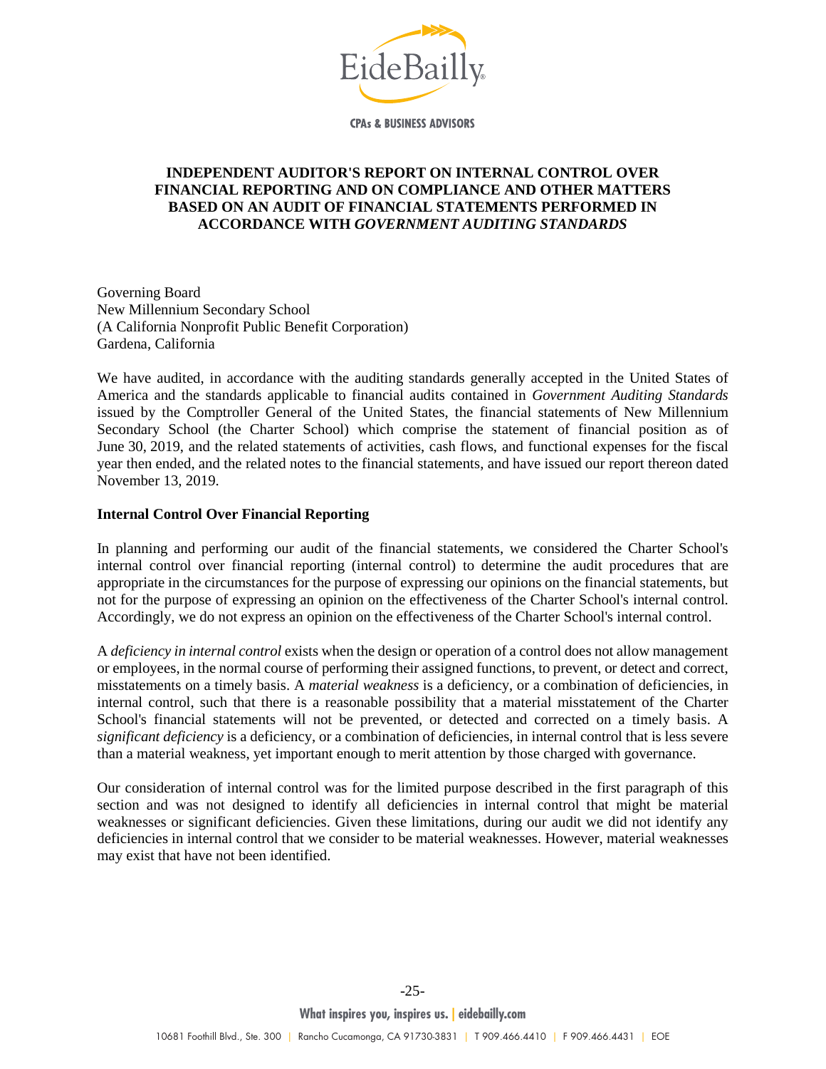# INDEPENDENT AUDITOR'S REPORT ON INTERNAL CONTROL OVER FINANCIAL REPORTING AND ON COMPLIANCE AND OTHER MATTERS BASED ON AN AUDIT OF FINANCIAL STATEMENTS PERFORMED IN ACCORDANCE WITH *GOVERNMENT AUDITING STANDARDS*

Governing Board
New Millennium Secondary School
(A California Nonprofit Public Benefit Corporation)
Gardena, California

We have audited, in accordance with the auditing standards generally accepted in the United States of America and the standards applicable to financial audits contained in *Government Auditing Standards* issued by the Comptroller General of the United States, the financial statements of New Millennium Secondary School (the Charter School) which comprise the statement of financial position as of June 30, 2019, and the related statements of activities, cash flows, and functional expenses for the fiscal year then ended, and the related notes to the financial statements, and have issued our report thereon dated November 13, 2019.

## Internal Control Over Financial Reporting

In planning and performing our audit of the financial statements, we considered the Charter School's internal control over financial reporting (internal control) to determine the audit procedures that are appropriate in the circumstances for the purpose of expressing our opinions on the financial statements, but not for the purpose of expressing an opinion on the effectiveness of the Charter School's internal control. Accordingly, we do not express an opinion on the effectiveness of the Charter School's internal control.

A *deficiency in internal control* exists when the design or operation of a control does not allow management or employees, in the normal course of performing their assigned functions, to prevent, or detect and correct, misstatements on a timely basis. A *material weakness* is a deficiency, or a combination of deficiencies, in internal control, such that there is a reasonable possibility that a material misstatement of the Charter School's financial statements will not be prevented, or detected and corrected on a timely basis. A *significant deficiency* is a deficiency, or a combination of deficiencies, in internal control that is less severe than a material weakness, yet important enough to merit attention by those charged with governance.

Our consideration of internal control was for the limited purpose described in the first paragraph of this section and was not designed to identify all deficiencies in internal control that might be material weaknesses or significant deficiencies. Given these limitations, during our audit we did not identify any deficiencies in internal control that we consider to be material weaknesses. However, material weaknesses may exist that have not been identified.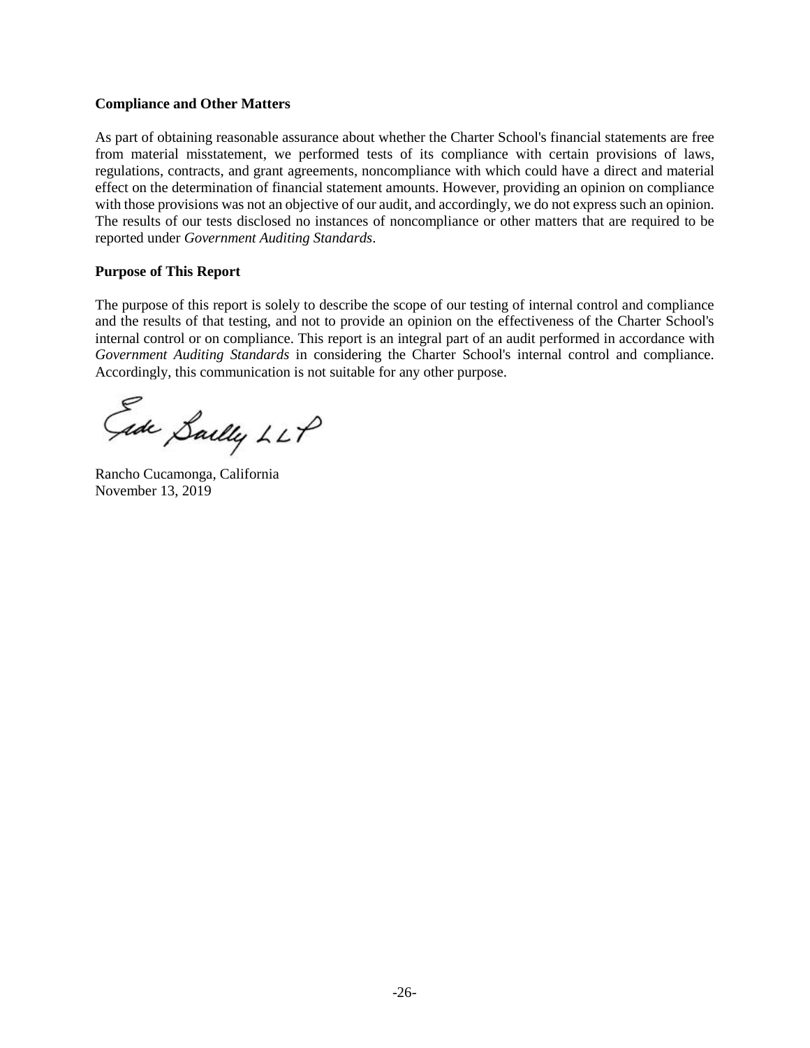**Compliance and Other Matters**

As part of obtaining reasonable assurance about whether the Charter School's financial statements are free from material misstatement, we performed tests of its compliance with certain provisions of laws, regulations, contracts, and grant agreements, noncompliance with which could have a direct and material effect on the determination of financial statement amounts. However, providing an opinion on compliance with those provisions was not an objective of our audit, and accordingly, we do not express such an opinion. The results of our tests disclosed no instances of noncompliance or other matters that are required to be reported under *Government Auditing Standards*.

**Purpose of This Report**

The purpose of this report is solely to describe the scope of our testing of internal control and compliance and the results of that testing, and not to provide an opinion on the effectiveness of the Charter School's internal control or on compliance. This report is an integral part of an audit performed in accordance with *Government Auditing Standards* in considering the Charter School's internal control and compliance. Accordingly, this communication is not suitable for any other purpose.

Eide Bailly LLP

Rancho Cucamonga, California
November 13, 2019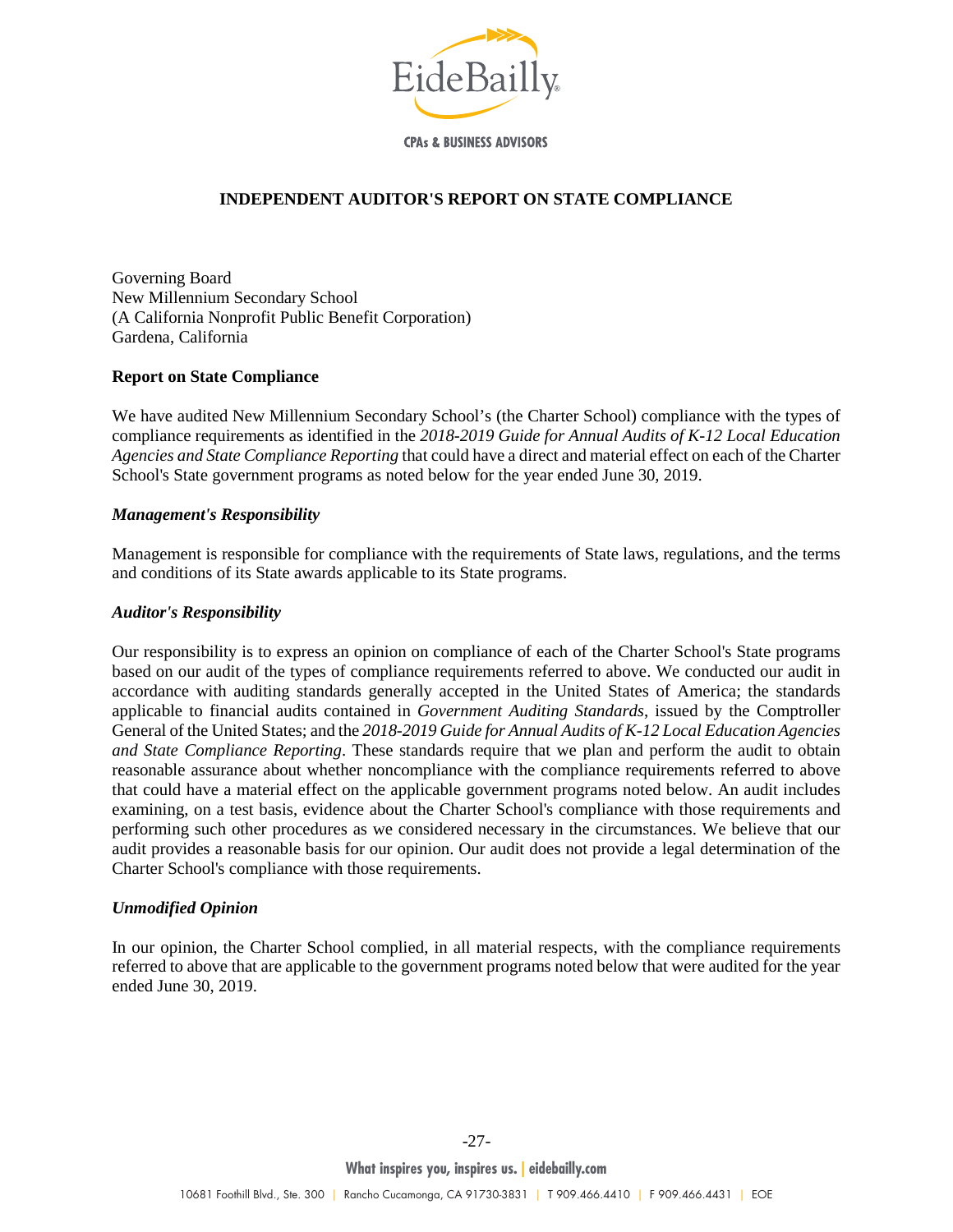# INDEPENDENT AUDITOR'S REPORT ON STATE COMPLIANCE

Governing Board
New Millennium Secondary School
(A California Nonprofit Public Benefit Corporation)
Gardena, California

## Report on State Compliance

We have audited New Millennium Secondary School's (the Charter School) compliance with the types of compliance requirements as identified in the *2018-2019 Guide for Annual Audits of K-12 Local Education Agencies and State Compliance Reporting* that could have a direct and material effect on each of the Charter School's State government programs as noted below for the year ended June 30, 2019.

### *Management's Responsibility*

Management is responsible for compliance with the requirements of State laws, regulations, and the terms and conditions of its State awards applicable to its State programs.

### *Auditor's Responsibility*

Our responsibility is to express an opinion on compliance of each of the Charter School's State programs based on our audit of the types of compliance requirements referred to above. We conducted our audit in accordance with auditing standards generally accepted in the United States of America; the standards applicable to financial audits contained in *Government Auditing Standards*, issued by the Comptroller General of the United States; and the *2018-2019 Guide for Annual Audits of K-12 Local Education Agencies and State Compliance Reporting*. These standards require that we plan and perform the audit to obtain reasonable assurance about whether noncompliance with the compliance requirements referred to above that could have a material effect on the applicable government programs noted below. An audit includes examining, on a test basis, evidence about the Charter School's compliance with those requirements and performing such other procedures as we considered necessary in the circumstances. We believe that our audit provides a reasonable basis for our opinion. Our audit does not provide a legal determination of the Charter School's compliance with those requirements.

### *Unmodified Opinion*

In our opinion, the Charter School complied, in all material respects, with the compliance requirements referred to above that are applicable to the government programs noted below that were audited for the year ended June 30, 2019.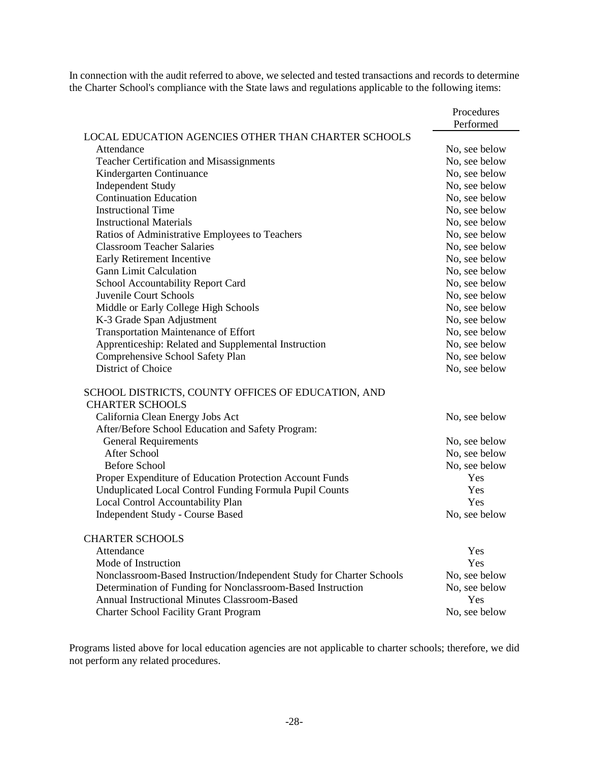In connection with the audit referred to above, we selected and tested transactions and records to determine the Charter School's compliance with the State laws and regulations applicable to the following items:

| | Procedures Performed |
|---|---|
| LOCAL EDUCATION AGENCIES OTHER THAN CHARTER SCHOOLS | |
| Attendance | No, see below |
| Teacher Certification and Misassignments | No, see below |
| Kindergarten Continuance | No, see below |
| Independent Study | No, see below |
| Continuation Education | No, see below |
| Instructional Time | No, see below |
| Instructional Materials | No, see below |
| Ratios of Administrative Employees to Teachers | No, see below |
| Classroom Teacher Salaries | No, see below |
| Early Retirement Incentive | No, see below |
| Gann Limit Calculation | No, see below |
| School Accountability Report Card | No, see below |
| Juvenile Court Schools | No, see below |
| Middle or Early College High Schools | No, see below |
| K-3 Grade Span Adjustment | No, see below |
| Transportation Maintenance of Effort | No, see below |
| Apprenticeship: Related and Supplemental Instruction | No, see below |
| Comprehensive School Safety Plan | No, see below |
| District of Choice | No, see below |
| SCHOOL DISTRICTS, COUNTY OFFICES OF EDUCATION, AND CHARTER SCHOOLS | |
| California Clean Energy Jobs Act | No, see below |
| After/Before School Education and Safety Program: | |
| General Requirements | No, see below |
| After School | No, see below |
| Before School | No, see below |
| Proper Expenditure of Education Protection Account Funds | Yes |
| Unduplicated Local Control Funding Formula Pupil Counts | Yes |
| Local Control Accountability Plan | Yes |
| Independent Study - Course Based | No, see below |
| CHARTER SCHOOLS | |
| Attendance | Yes |
| Mode of Instruction | Yes |
| Nonclassroom-Based Instruction/Independent Study for Charter Schools | No, see below |
| Determination of Funding for Nonclassroom-Based Instruction | No, see below |
| Annual Instructional Minutes Classroom-Based | Yes |
| Charter School Facility Grant Program | No, see below |

Programs listed above for local education agencies are not applicable to charter schools; therefore, we did not perform any related procedures.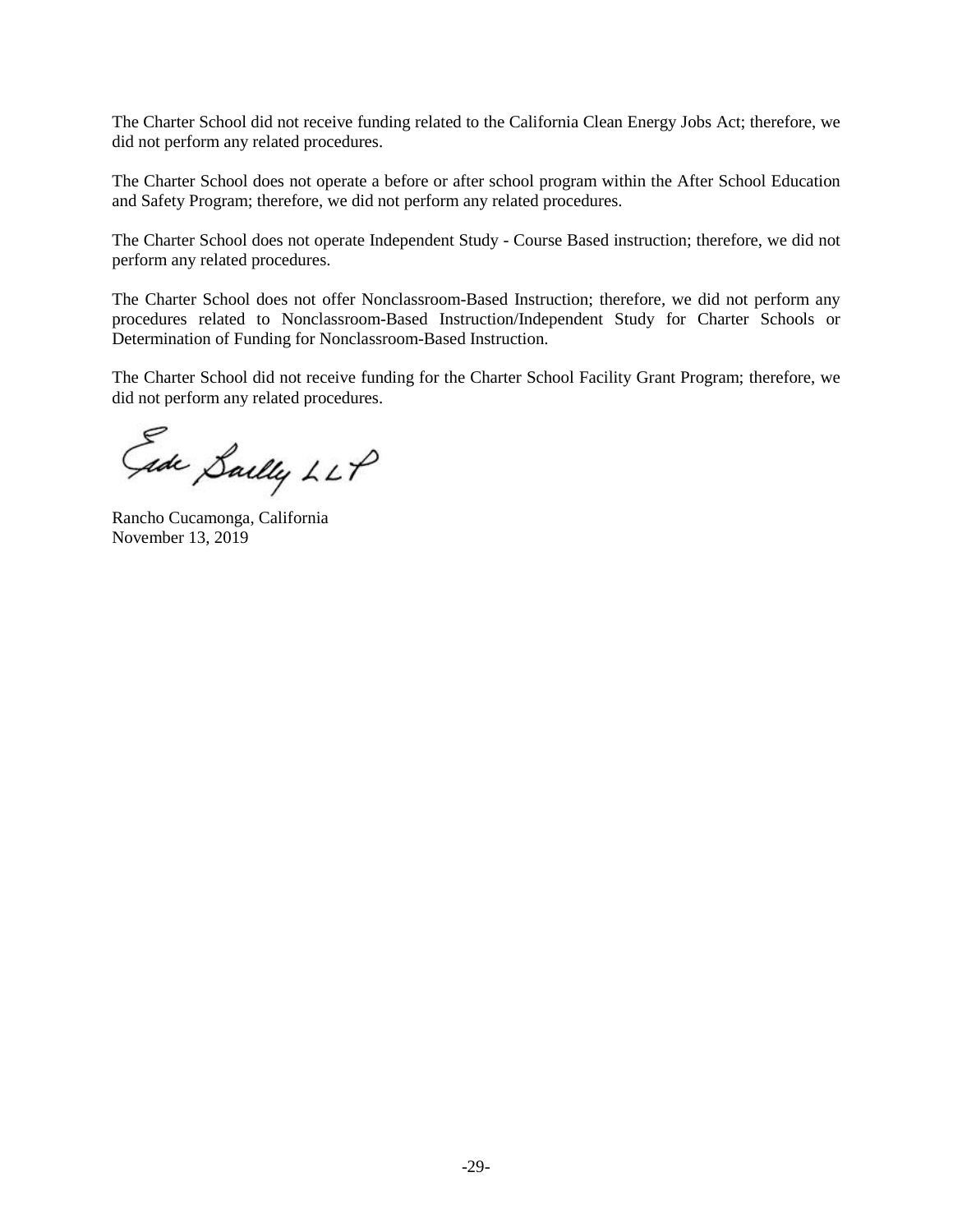The Charter School did not receive funding related to the California Clean Energy Jobs Act; therefore, we did not perform any related procedures.

The Charter School does not operate a before or after school program within the After School Education and Safety Program; therefore, we did not perform any related procedures.

The Charter School does not operate Independent Study - Course Based instruction; therefore, we did not perform any related procedures.

The Charter School does not offer Nonclassroom-Based Instruction; therefore, we did not perform any procedures related to Nonclassroom-Based Instruction/Independent Study for Charter Schools or Determination of Funding for Nonclassroom-Based Instruction.

The Charter School did not receive funding for the Charter School Facility Grant Program; therefore, we did not perform any related procedures.

Eide Bailly LLP

Rancho Cucamonga, California
November 13, 2019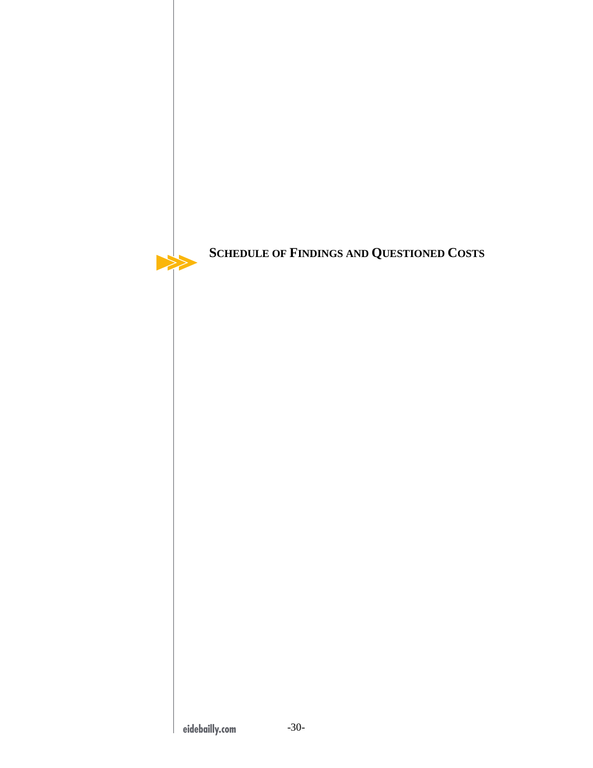# Schedule of Findings and Questioned Costs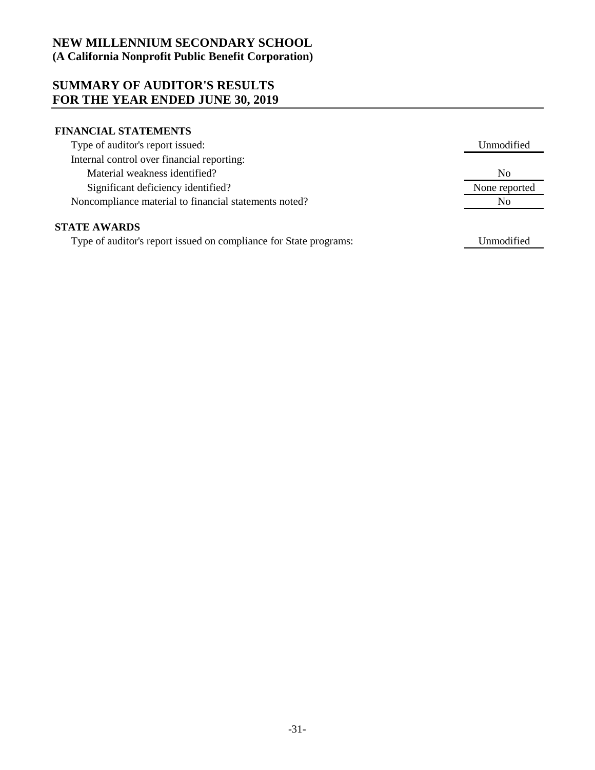# NEW MILLENNIUM SECONDARY SCHOOL
**(A California Nonprofit Public Benefit Corporation)**

## SUMMARY OF AUDITOR'S RESULTS
## FOR THE YEAR ENDED JUNE 30, 2019

| | |
|---|---|
| **FINANCIAL STATEMENTS** | |
| Type of auditor's report issued: | Unmodified |
| Internal control over financial reporting: | |
| Material weakness identified? | No |
| Significant deficiency identified? | None reported |
| Noncompliance material to financial statements noted? | No |
| | |
| **STATE AWARDS** | |
| Type of auditor's report issued on compliance for State programs: | Unmodified |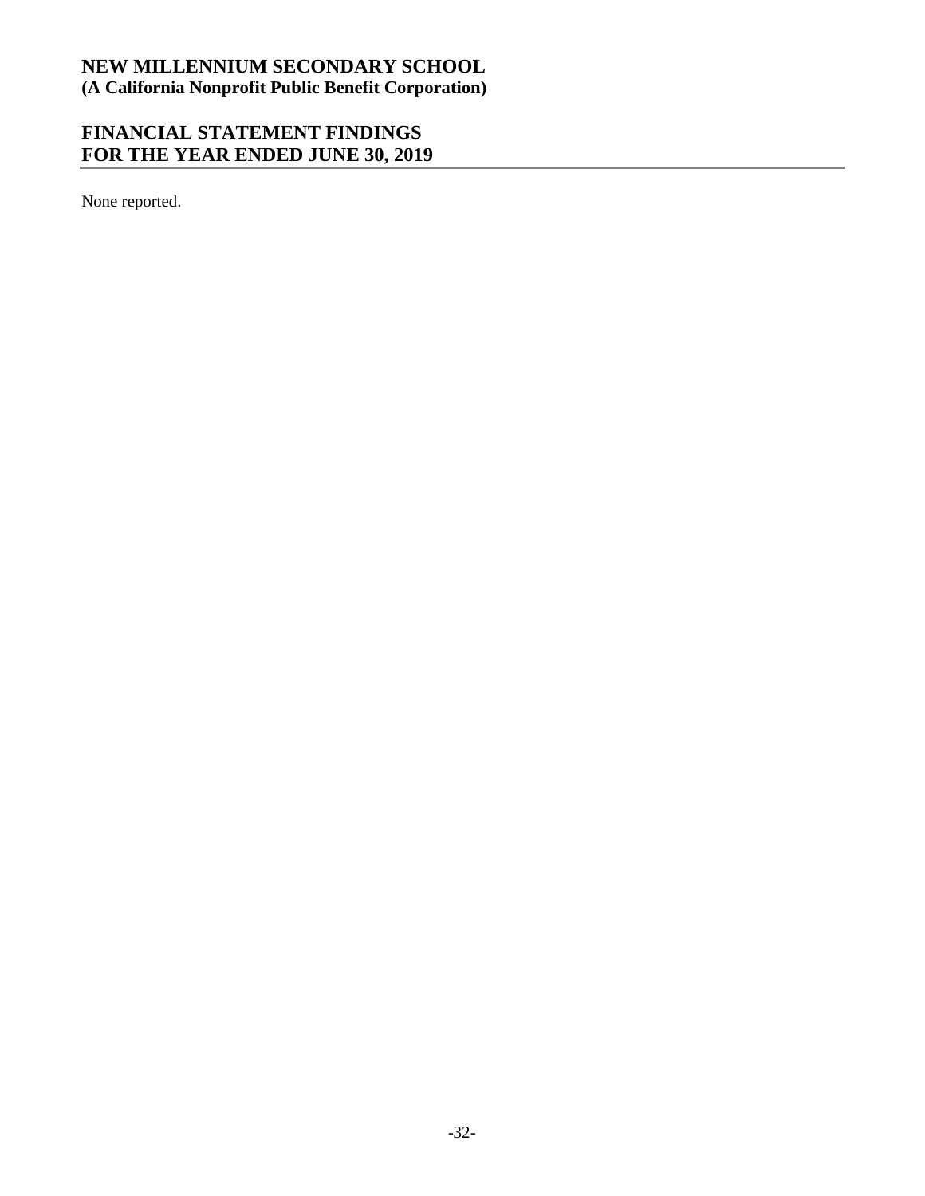# NEW MILLENNIUM SECONDARY SCHOOL
**(A California Nonprofit Public Benefit Corporation)**

## FINANCIAL STATEMENT FINDINGS
## FOR THE YEAR ENDED JUNE 30, 2019

None reported.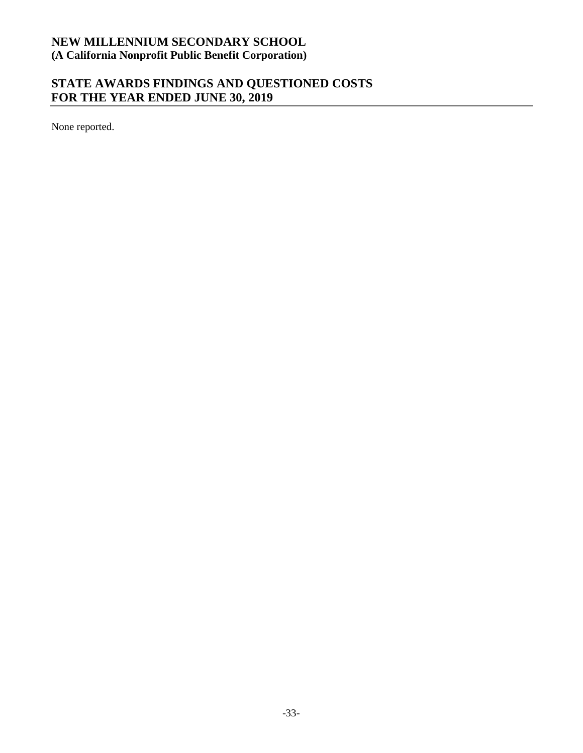**NEW MILLENNIUM SECONDARY SCHOOL**
**(A California Nonprofit Public Benefit Corporation)**

## STATE AWARDS FINDINGS AND QUESTIONED COSTS
## FOR THE YEAR ENDED JUNE 30, 2019

None reported.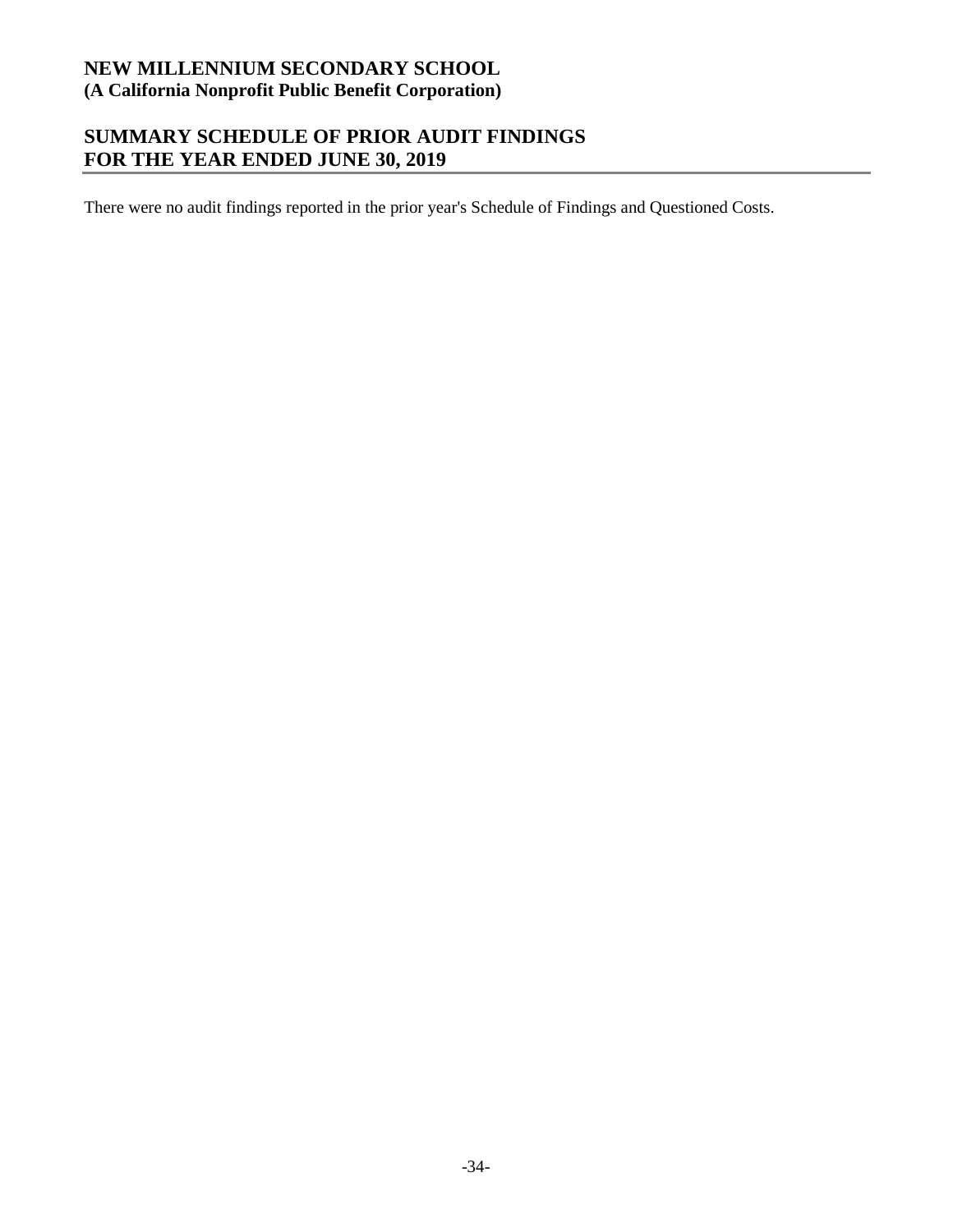**NEW MILLENNIUM SECONDARY SCHOOL**
**(A California Nonprofit Public Benefit Corporation)**

## SUMMARY SCHEDULE OF PRIOR AUDIT FINDINGS
## FOR THE YEAR ENDED JUNE 30, 2019

There were no audit findings reported in the prior year's Schedule of Findings and Questioned Costs.